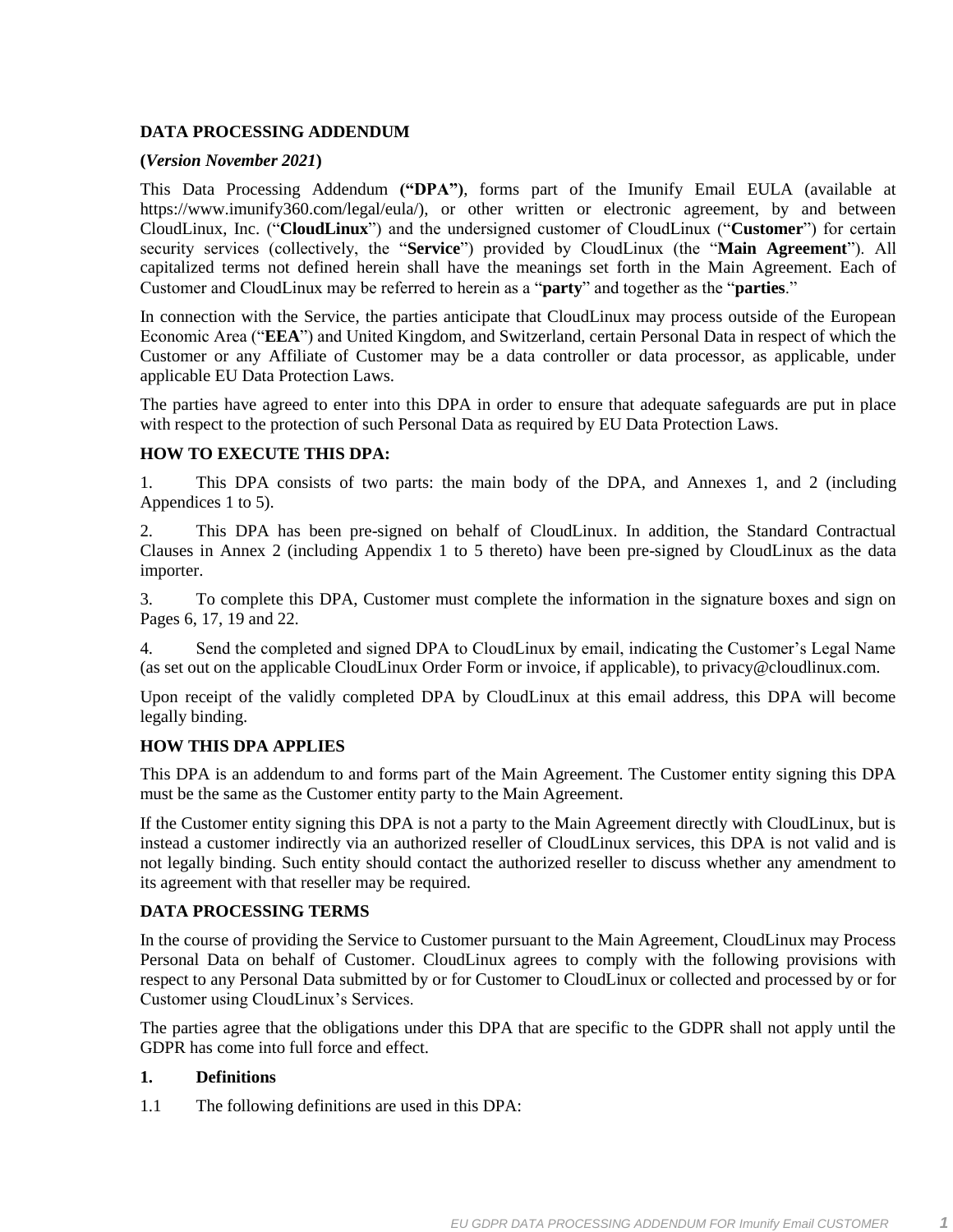**DATA PROCESSING ADDENDUM**

**(*Version November 2021*)**

This Data Processing Addendum **("DPA")**, forms part of the Imunify Email EULA (available at https://www.imunify360.com/legal/eula/), or other written or electronic agreement, by and between CloudLinux, Inc. ("**CloudLinux**") and the undersigned customer of CloudLinux ("**Customer**") for certain security services (collectively, the "**Service**") provided by CloudLinux (the "**Main Agreement**"). All capitalized terms not defined herein shall have the meanings set forth in the Main Agreement. Each of Customer and CloudLinux may be referred to herein as a "**party**" and together as the "**parties**."

In connection with the Service, the parties anticipate that CloudLinux may process outside of the European Economic Area ("**EEA**") and United Kingdom, and Switzerland, certain Personal Data in respect of which the Customer or any Affiliate of Customer may be a data controller or data processor, as applicable, under applicable EU Data Protection Laws.

The parties have agreed to enter into this DPA in order to ensure that adequate safeguards are put in place with respect to the protection of such Personal Data as required by EU Data Protection Laws.

**HOW TO EXECUTE THIS DPA:**

1. This DPA consists of two parts: the main body of the DPA, and Annexes 1, and 2 (including Appendices 1 to 5).

2. This DPA has been pre-signed on behalf of CloudLinux. In addition, the Standard Contractual Clauses in Annex 2 (including Appendix 1 to 5 thereto) have been pre-signed by CloudLinux as the data importer.

3. To complete this DPA, Customer must complete the information in the signature boxes and sign on Pages 6, 17, 19 and 22.

4. Send the completed and signed DPA to CloudLinux by email, indicating the Customer's Legal Name (as set out on the applicable CloudLinux Order Form or invoice, if applicable), to privacy@cloudlinux.com.

Upon receipt of the validly completed DPA by CloudLinux at this email address, this DPA will become legally binding.

**HOW THIS DPA APPLIES**

This DPA is an addendum to and forms part of the Main Agreement. The Customer entity signing this DPA must be the same as the Customer entity party to the Main Agreement.

If the Customer entity signing this DPA is not a party to the Main Agreement directly with CloudLinux, but is instead a customer indirectly via an authorized reseller of CloudLinux services, this DPA is not valid and is not legally binding. Such entity should contact the authorized reseller to discuss whether any amendment to its agreement with that reseller may be required.

**DATA PROCESSING TERMS**

In the course of providing the Service to Customer pursuant to the Main Agreement, CloudLinux may Process Personal Data on behalf of Customer. CloudLinux agrees to comply with the following provisions with respect to any Personal Data submitted by or for Customer to CloudLinux or collected and processed by or for Customer using CloudLinux's Services.

The parties agree that the obligations under this DPA that are specific to the GDPR shall not apply until the GDPR has come into full force and effect.

**1. Definitions**

1.1 The following definitions are used in this DPA: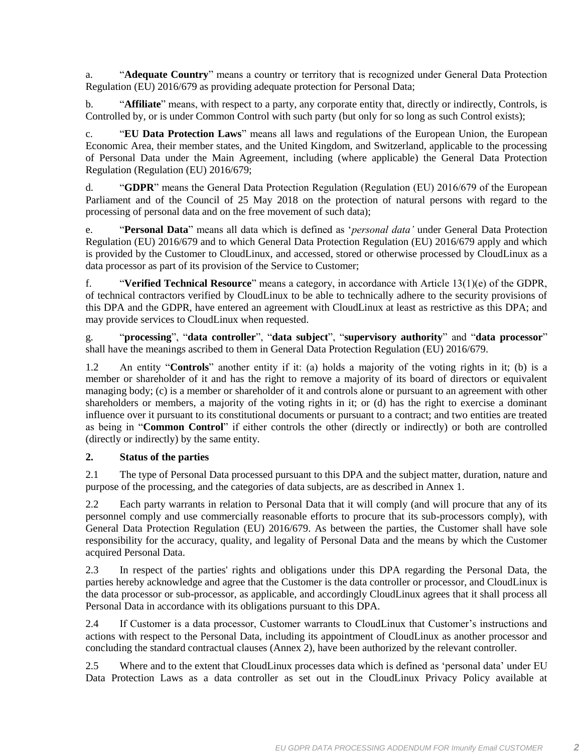a. “**Adequate Country**” means a country or territory that is recognized under General Data Protection Regulation (EU) 2016/679 as providing adequate protection for Personal Data;

b. “**Affiliate**” means, with respect to a party, any corporate entity that, directly or indirectly, Controls, is Controlled by, or is under Common Control with such party (but only for so long as such Control exists);

c. “**EU Data Protection Laws**” means all laws and regulations of the European Union, the European Economic Area, their member states, and the United Kingdom, and Switzerland, applicable to the processing of Personal Data under the Main Agreement, including (where applicable) the General Data Protection Regulation (Regulation (EU) 2016/679;

d. “**GDPR**” means the General Data Protection Regulation (Regulation (EU) 2016/679 of the European Parliament and of the Council of 25 May 2018 on the protection of natural persons with regard to the processing of personal data and on the free movement of such data);

e. “**Personal Data**” means all data which is defined as ‘*personal data’* under General Data Protection Regulation (EU) 2016/679 and to which General Data Protection Regulation (EU) 2016/679 apply and which is provided by the Customer to CloudLinux, and accessed, stored or otherwise processed by CloudLinux as a data processor as part of its provision of the Service to Customer;

f. “**Verified Technical Resource**” means a category, in accordance with Article 13(1)(e) of the GDPR, of technical contractors verified by CloudLinux to be able to technically adhere to the security provisions of this DPA and the GDPR, have entered an agreement with CloudLinux at least as restrictive as this DPA; and may provide services to CloudLinux when requested.

g. “**processing**”, “**data controller**”, “**data subject**”, “**supervisory authority**” and “**data processor**” shall have the meanings ascribed to them in General Data Protection Regulation (EU) 2016/679.

1.2 An entity “**Controls**” another entity if it: (a) holds a majority of the voting rights in it; (b) is a member or shareholder of it and has the right to remove a majority of its board of directors or equivalent managing body; (c) is a member or shareholder of it and controls alone or pursuant to an agreement with other shareholders or members, a majority of the voting rights in it; or (d) has the right to exercise a dominant influence over it pursuant to its constitutional documents or pursuant to a contract; and two entities are treated as being in “**Common Control**” if either controls the other (directly or indirectly) or both are controlled (directly or indirectly) by the same entity.

**2. Status of the parties**

2.1 The type of Personal Data processed pursuant to this DPA and the subject matter, duration, nature and purpose of the processing, and the categories of data subjects, are as described in Annex 1.

2.2 Each party warrants in relation to Personal Data that it will comply (and will procure that any of its personnel comply and use commercially reasonable efforts to procure that its sub-processors comply), with General Data Protection Regulation (EU) 2016/679. As between the parties, the Customer shall have sole responsibility for the accuracy, quality, and legality of Personal Data and the means by which the Customer acquired Personal Data.

2.3 In respect of the parties' rights and obligations under this DPA regarding the Personal Data, the parties hereby acknowledge and agree that the Customer is the data controller or processor, and CloudLinux is the data processor or sub-processor, as applicable, and accordingly CloudLinux agrees that it shall process all Personal Data in accordance with its obligations pursuant to this DPA.

2.4 If Customer is a data processor, Customer warrants to CloudLinux that Customer’s instructions and actions with respect to the Personal Data, including its appointment of CloudLinux as another processor and concluding the standard contractual clauses (Annex 2), have been authorized by the relevant controller.

2.5 Where and to the extent that CloudLinux processes data which is defined as ‘personal data’ under EU Data Protection Laws as a data controller as set out in the CloudLinux Privacy Policy available at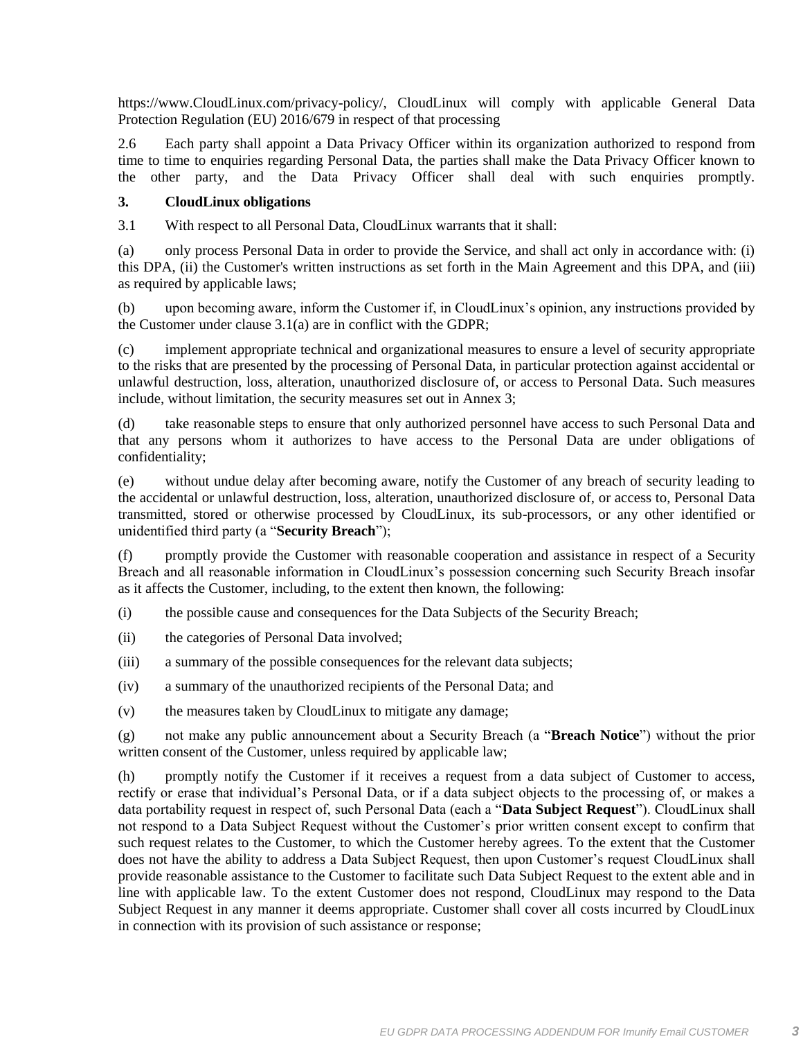https://www.CloudLinux.com/privacy-policy/, CloudLinux will comply with applicable General Data Protection Regulation (EU) 2016/679 in respect of that processing

2.6 Each party shall appoint a Data Privacy Officer within its organization authorized to respond from time to time to enquiries regarding Personal Data, the parties shall make the Data Privacy Officer known to the other party, and the Data Privacy Officer shall deal with such enquiries promptly.

**3. CloudLinux obligations**

3.1 With respect to all Personal Data, CloudLinux warrants that it shall:

(a) only process Personal Data in order to provide the Service, and shall act only in accordance with: (i) this DPA, (ii) the Customer's written instructions as set forth in the Main Agreement and this DPA, and (iii) as required by applicable laws;

(b) upon becoming aware, inform the Customer if, in CloudLinux's opinion, any instructions provided by the Customer under clause 3.1(a) are in conflict with the GDPR;

(c) implement appropriate technical and organizational measures to ensure a level of security appropriate to the risks that are presented by the processing of Personal Data, in particular protection against accidental or unlawful destruction, loss, alteration, unauthorized disclosure of, or access to Personal Data. Such measures include, without limitation, the security measures set out in Annex 3;

(d) take reasonable steps to ensure that only authorized personnel have access to such Personal Data and that any persons whom it authorizes to have access to the Personal Data are under obligations of confidentiality;

(e) without undue delay after becoming aware, notify the Customer of any breach of security leading to the accidental or unlawful destruction, loss, alteration, unauthorized disclosure of, or access to, Personal Data transmitted, stored or otherwise processed by CloudLinux, its sub-processors, or any other identified or unidentified third party (a "**Security Breach**");

(f) promptly provide the Customer with reasonable cooperation and assistance in respect of a Security Breach and all reasonable information in CloudLinux's possession concerning such Security Breach insofar as it affects the Customer, including, to the extent then known, the following:

(i) the possible cause and consequences for the Data Subjects of the Security Breach;

(ii) the categories of Personal Data involved;

(iii) a summary of the possible consequences for the relevant data subjects;

(iv) a summary of the unauthorized recipients of the Personal Data; and

(v) the measures taken by CloudLinux to mitigate any damage;

(g) not make any public announcement about a Security Breach (a "**Breach Notice**") without the prior written consent of the Customer, unless required by applicable law;

(h) promptly notify the Customer if it receives a request from a data subject of Customer to access, rectify or erase that individual's Personal Data, or if a data subject objects to the processing of, or makes a data portability request in respect of, such Personal Data (each a "**Data Subject Request**"). CloudLinux shall not respond to a Data Subject Request without the Customer's prior written consent except to confirm that such request relates to the Customer, to which the Customer hereby agrees. To the extent that the Customer does not have the ability to address a Data Subject Request, then upon Customer's request CloudLinux shall provide reasonable assistance to the Customer to facilitate such Data Subject Request to the extent able and in line with applicable law. To the extent Customer does not respond, CloudLinux may respond to the Data Subject Request in any manner it deems appropriate. Customer shall cover all costs incurred by CloudLinux in connection with its provision of such assistance or response;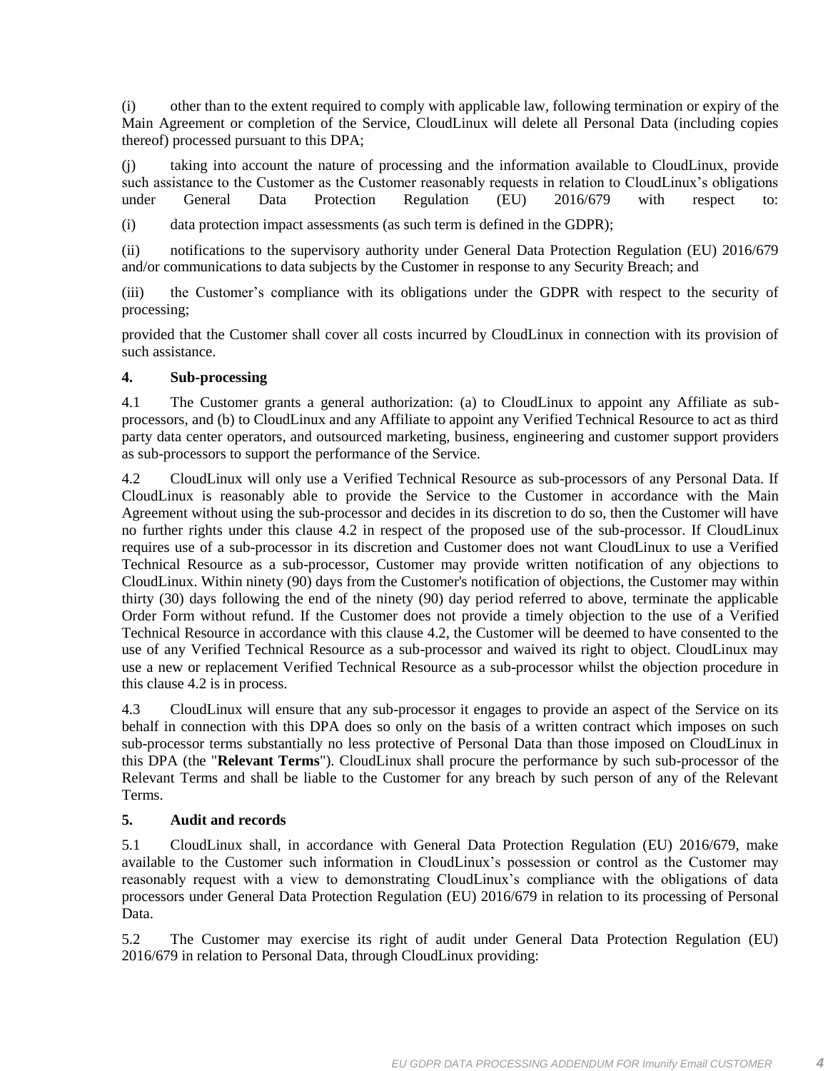(i) other than to the extent required to comply with applicable law, following termination or expiry of the Main Agreement or completion of the Service, CloudLinux will delete all Personal Data (including copies thereof) processed pursuant to this DPA;

(j) taking into account the nature of processing and the information available to CloudLinux, provide such assistance to the Customer as the Customer reasonably requests in relation to CloudLinux's obligations under General Data Protection Regulation (EU) 2016/679 with respect to:

(i) data protection impact assessments (as such term is defined in the GDPR);

(ii) notifications to the supervisory authority under General Data Protection Regulation (EU) 2016/679 and/or communications to data subjects by the Customer in response to any Security Breach; and

(iii) the Customer's compliance with its obligations under the GDPR with respect to the security of processing;

provided that the Customer shall cover all costs incurred by CloudLinux in connection with its provision of such assistance.

**4. Sub-processing**

4.1 The Customer grants a general authorization: (a) to CloudLinux to appoint any Affiliate as sub-processors, and (b) to CloudLinux and any Affiliate to appoint any Verified Technical Resource to act as third party data center operators, and outsourced marketing, business, engineering and customer support providers as sub-processors to support the performance of the Service.

4.2 CloudLinux will only use a Verified Technical Resource as sub-processors of any Personal Data. If CloudLinux is reasonably able to provide the Service to the Customer in accordance with the Main Agreement without using the sub-processor and decides in its discretion to do so, then the Customer will have no further rights under this clause 4.2 in respect of the proposed use of the sub-processor. If CloudLinux requires use of a sub-processor in its discretion and Customer does not want CloudLinux to use a Verified Technical Resource as a sub-processor, Customer may provide written notification of any objections to CloudLinux. Within ninety (90) days from the Customer's notification of objections, the Customer may within thirty (30) days following the end of the ninety (90) day period referred to above, terminate the applicable Order Form without refund. If the Customer does not provide a timely objection to the use of a Verified Technical Resource in accordance with this clause 4.2, the Customer will be deemed to have consented to the use of any Verified Technical Resource as a sub-processor and waived its right to object. CloudLinux may use a new or replacement Verified Technical Resource as a sub-processor whilst the objection procedure in this clause 4.2 is in process.

4.3 CloudLinux will ensure that any sub-processor it engages to provide an aspect of the Service on its behalf in connection with this DPA does so only on the basis of a written contract which imposes on such sub-processor terms substantially no less protective of Personal Data than those imposed on CloudLinux in this DPA (the "**Relevant Terms**"). CloudLinux shall procure the performance by such sub-processor of the Relevant Terms and shall be liable to the Customer for any breach by such person of any of the Relevant Terms.

**5. Audit and records**

5.1 CloudLinux shall, in accordance with General Data Protection Regulation (EU) 2016/679, make available to the Customer such information in CloudLinux's possession or control as the Customer may reasonably request with a view to demonstrating CloudLinux's compliance with the obligations of data processors under General Data Protection Regulation (EU) 2016/679 in relation to its processing of Personal Data.

5.2 The Customer may exercise its right of audit under General Data Protection Regulation (EU) 2016/679 in relation to Personal Data, through CloudLinux providing: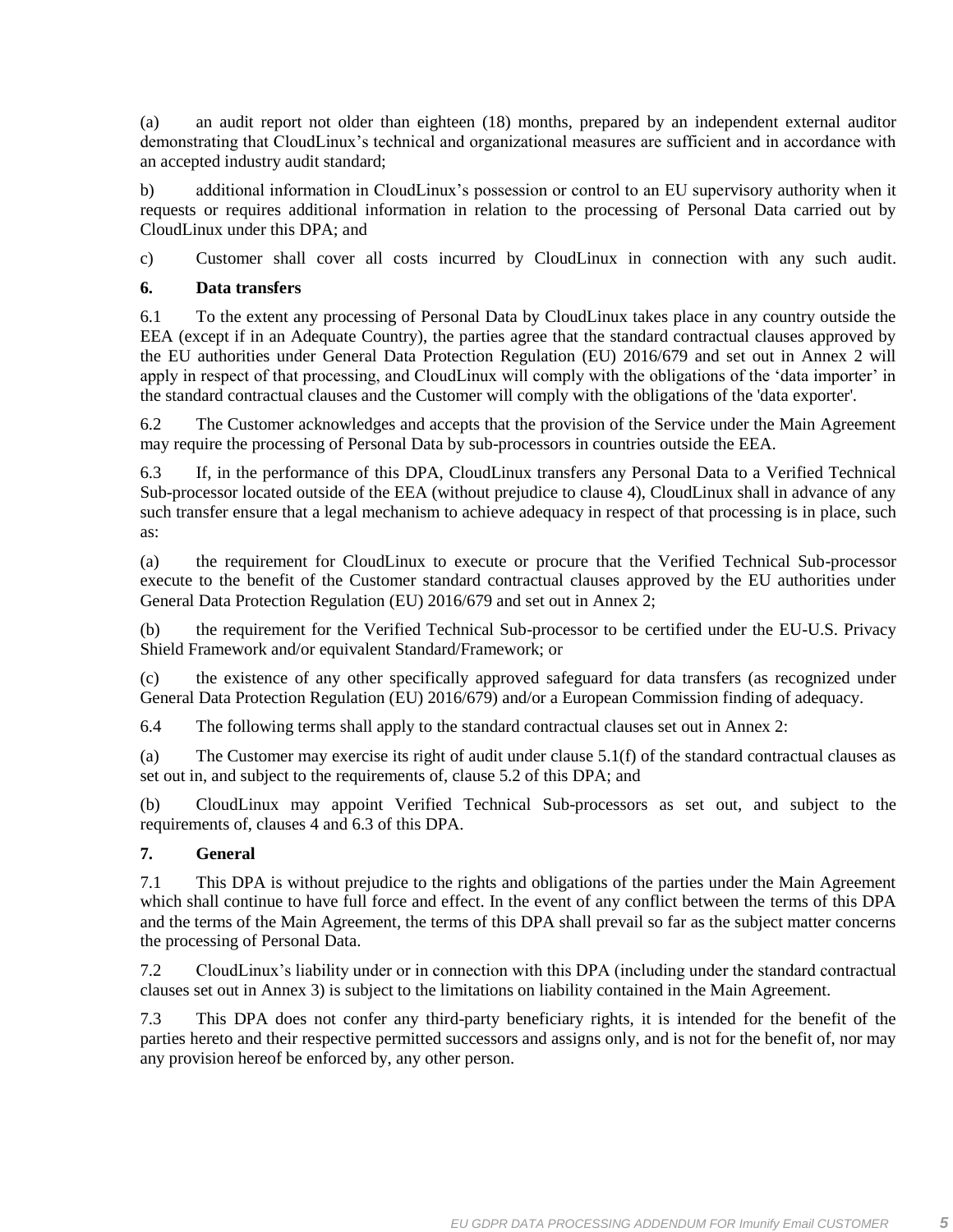(a) an audit report not older than eighteen (18) months, prepared by an independent external auditor demonstrating that CloudLinux's technical and organizational measures are sufficient and in accordance with an accepted industry audit standard;

b) additional information in CloudLinux's possession or control to an EU supervisory authority when it requests or requires additional information in relation to the processing of Personal Data carried out by CloudLinux under this DPA; and

c) Customer shall cover all costs incurred by CloudLinux in connection with any such audit.

**6. Data transfers**

6.1 To the extent any processing of Personal Data by CloudLinux takes place in any country outside the EEA (except if in an Adequate Country), the parties agree that the standard contractual clauses approved by the EU authorities under General Data Protection Regulation (EU) 2016/679 and set out in Annex 2 will apply in respect of that processing, and CloudLinux will comply with the obligations of the 'data importer' in the standard contractual clauses and the Customer will comply with the obligations of the 'data exporter'.

6.2 The Customer acknowledges and accepts that the provision of the Service under the Main Agreement may require the processing of Personal Data by sub-processors in countries outside the EEA.

6.3 If, in the performance of this DPA, CloudLinux transfers any Personal Data to a Verified Technical Sub-processor located outside of the EEA (without prejudice to clause 4), CloudLinux shall in advance of any such transfer ensure that a legal mechanism to achieve adequacy in respect of that processing is in place, such as:

(a) the requirement for CloudLinux to execute or procure that the Verified Technical Sub-processor execute to the benefit of the Customer standard contractual clauses approved by the EU authorities under General Data Protection Regulation (EU) 2016/679 and set out in Annex 2;

(b) the requirement for the Verified Technical Sub-processor to be certified under the EU-U.S. Privacy Shield Framework and/or equivalent Standard/Framework; or

(c) the existence of any other specifically approved safeguard for data transfers (as recognized under General Data Protection Regulation (EU) 2016/679) and/or a European Commission finding of adequacy.

6.4 The following terms shall apply to the standard contractual clauses set out in Annex 2:

(a) The Customer may exercise its right of audit under clause 5.1(f) of the standard contractual clauses as set out in, and subject to the requirements of, clause 5.2 of this DPA; and

(b) CloudLinux may appoint Verified Technical Sub-processors as set out, and subject to the requirements of, clauses 4 and 6.3 of this DPA.

**7. General**

7.1 This DPA is without prejudice to the rights and obligations of the parties under the Main Agreement which shall continue to have full force and effect. In the event of any conflict between the terms of this DPA and the terms of the Main Agreement, the terms of this DPA shall prevail so far as the subject matter concerns the processing of Personal Data.

7.2 CloudLinux's liability under or in connection with this DPA (including under the standard contractual clauses set out in Annex 3) is subject to the limitations on liability contained in the Main Agreement.

7.3 This DPA does not confer any third-party beneficiary rights, it is intended for the benefit of the parties hereto and their respective permitted successors and assigns only, and is not for the benefit of, nor may any provision hereof be enforced by, any other person.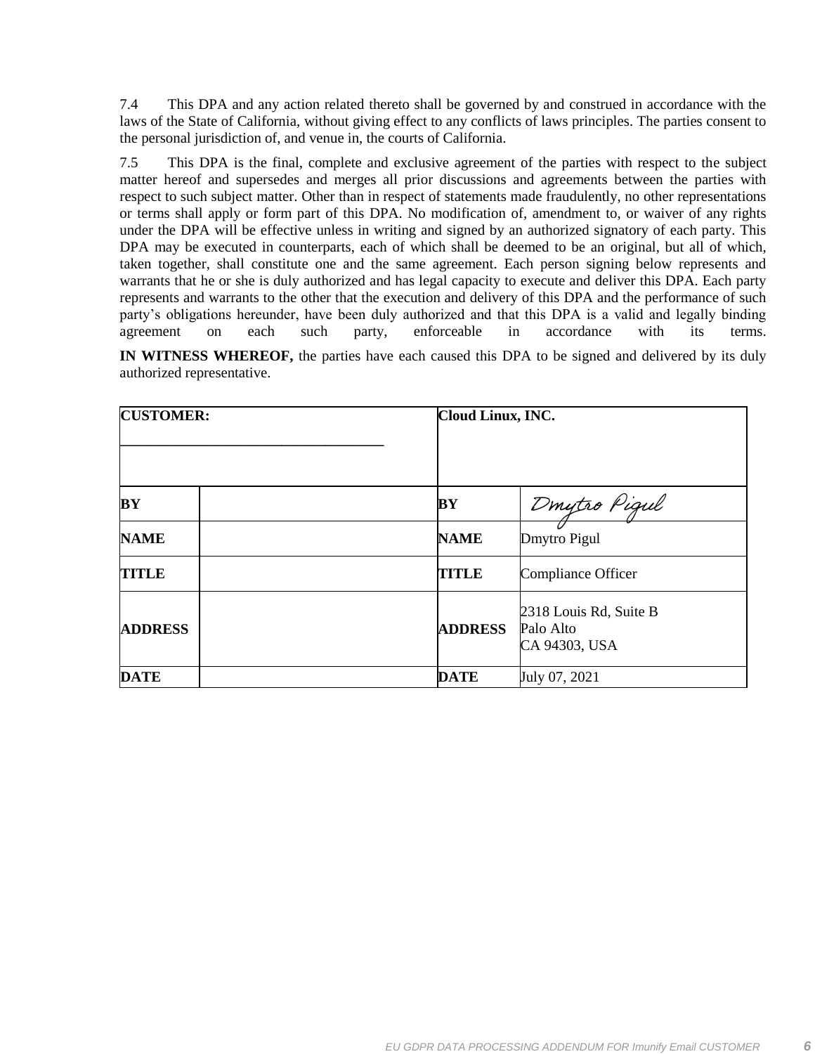7.4 This DPA and any action related thereto shall be governed by and construed in accordance with the laws of the State of California, without giving effect to any conflicts of laws principles. The parties consent to the personal jurisdiction of, and venue in, the courts of California.

7.5 This DPA is the final, complete and exclusive agreement of the parties with respect to the subject matter hereof and supersedes and merges all prior discussions and agreements between the parties with respect to such subject matter. Other than in respect of statements made fraudulently, no other representations or terms shall apply or form part of this DPA. No modification of, amendment to, or waiver of any rights under the DPA will be effective unless in writing and signed by an authorized signatory of each party. This DPA may be executed in counterparts, each of which shall be deemed to be an original, but all of which, taken together, shall constitute one and the same agreement. Each person signing below represents and warrants that he or she is duly authorized and has legal capacity to execute and deliver this DPA. Each party represents and warrants to the other that the execution and delivery of this DPA and the performance of such party's obligations hereunder, have been duly authorized and that this DPA is a valid and legally binding agreement on each such party, enforceable in accordance with its terms.

**IN WITNESS WHEREOF,** the parties have each caused this DPA to be signed and delivered by its duly authorized representative.

| **CUSTOMER:** ____________________________________ | | **Cloud Linux, INC.** | |
|---|---|---|---|
| **BY** | | **BY** | Dmytro Pigul |
| **NAME** | | **NAME** | Dmytro Pigul |
| **TITLE** | | **TITLE** | Compliance Officer |
| **ADDRESS** | | **ADDRESS** | 2318 Louis Rd, Suite B<br>Palo Alto<br>CA 94303, USA |
| **DATE** | | **DATE** | July 07, 2021 |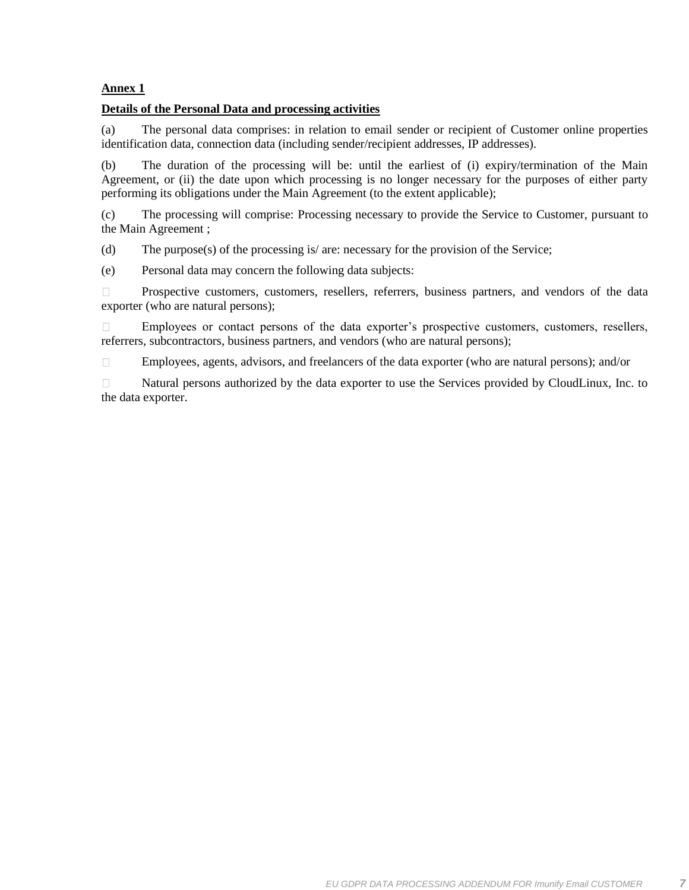**Annex 1**

**Details of the Personal Data and processing activities**

(a) The personal data comprises: in relation to email sender or recipient of Customer online properties identification data, connection data (including sender/recipient addresses, IP addresses).

(b) The duration of the processing will be: until the earliest of (i) expiry/termination of the Main Agreement, or (ii) the date upon which processing is no longer necessary for the purposes of either party performing its obligations under the Main Agreement (to the extent applicable);

(c) The processing will comprise: Processing necessary to provide the Service to Customer, pursuant to the Main Agreement ;

(d) The purpose(s) of the processing is/ are: necessary for the provision of the Service;

(e) Personal data may concern the following data subjects:

- Prospective customers, customers, resellers, referrers, business partners, and vendors of the data exporter (who are natural persons);
- Employees or contact persons of the data exporter's prospective customers, customers, resellers, referrers, subcontractors, business partners, and vendors (who are natural persons);
- Employees, agents, advisors, and freelancers of the data exporter (who are natural persons); and/or
- Natural persons authorized by the data exporter to use the Services provided by CloudLinux, Inc. to the data exporter.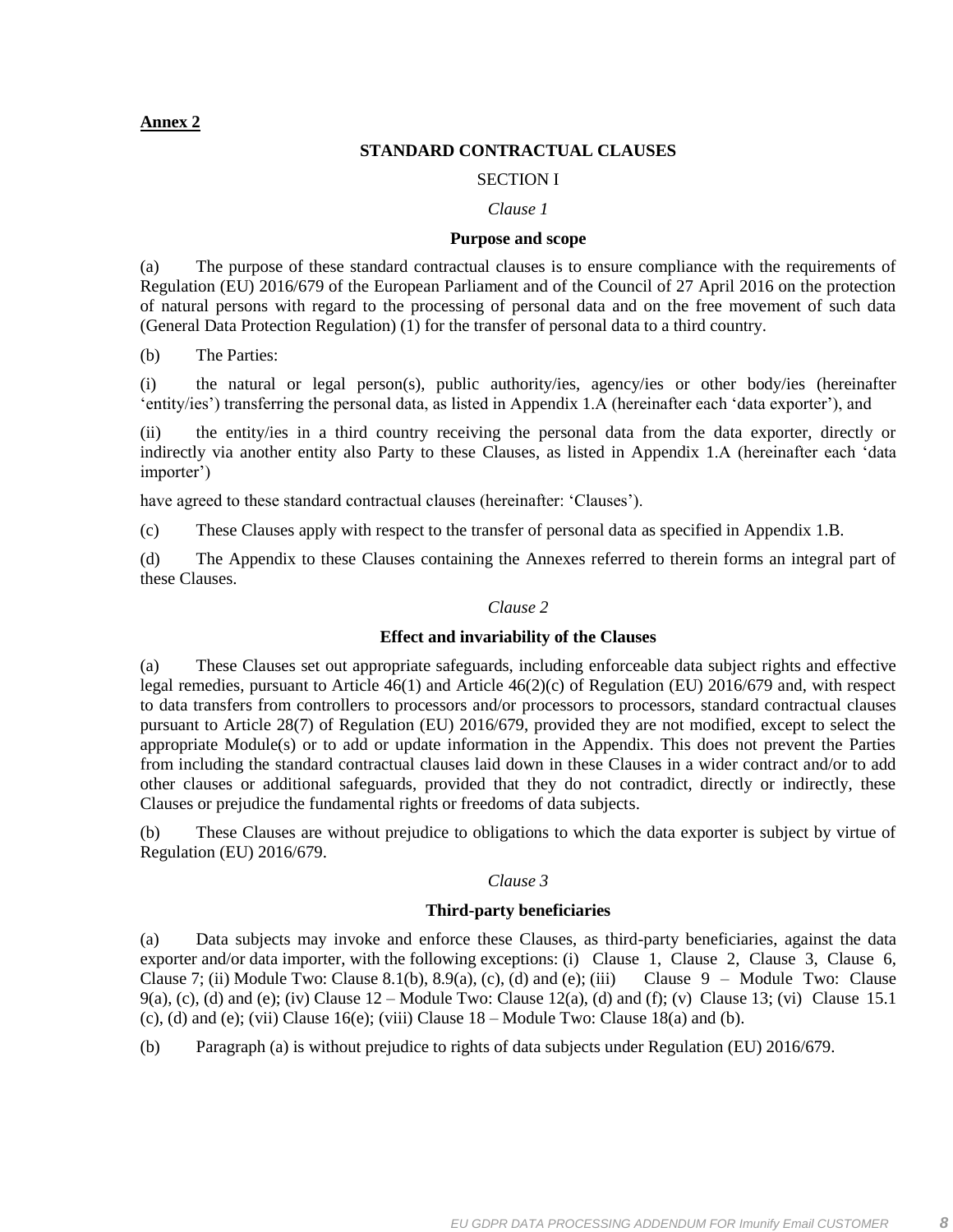**Annex 2**

## STANDARD CONTRACTUAL CLAUSES

SECTION I

*Clause 1*

**Purpose and scope**

(a) The purpose of these standard contractual clauses is to ensure compliance with the requirements of Regulation (EU) 2016/679 of the European Parliament and of the Council of 27 April 2016 on the protection of natural persons with regard to the processing of personal data and on the free movement of such data (General Data Protection Regulation) (1) for the transfer of personal data to a third country.

(b) The Parties:

(i) the natural or legal person(s), public authority/ies, agency/ies or other body/ies (hereinafter 'entity/ies') transferring the personal data, as listed in Appendix 1.A (hereinafter each 'data exporter'), and

(ii) the entity/ies in a third country receiving the personal data from the data exporter, directly or indirectly via another entity also Party to these Clauses, as listed in Appendix 1.A (hereinafter each 'data importer')

have agreed to these standard contractual clauses (hereinafter: 'Clauses').

(c) These Clauses apply with respect to the transfer of personal data as specified in Appendix 1.B.

(d) The Appendix to these Clauses containing the Annexes referred to therein forms an integral part of these Clauses.

*Clause 2*

**Effect and invariability of the Clauses**

(a) These Clauses set out appropriate safeguards, including enforceable data subject rights and effective legal remedies, pursuant to Article 46(1) and Article 46(2)(c) of Regulation (EU) 2016/679 and, with respect to data transfers from controllers to processors and/or processors to processors, standard contractual clauses pursuant to Article 28(7) of Regulation (EU) 2016/679, provided they are not modified, except to select the appropriate Module(s) or to add or update information in the Appendix. This does not prevent the Parties from including the standard contractual clauses laid down in these Clauses in a wider contract and/or to add other clauses or additional safeguards, provided that they do not contradict, directly or indirectly, these Clauses or prejudice the fundamental rights or freedoms of data subjects.

(b) These Clauses are without prejudice to obligations to which the data exporter is subject by virtue of Regulation (EU) 2016/679.

*Clause 3*

**Third-party beneficiaries**

(a) Data subjects may invoke and enforce these Clauses, as third-party beneficiaries, against the data exporter and/or data importer, with the following exceptions: (i) Clause 1, Clause 2, Clause 3, Clause 6, Clause 7; (ii) Module Two: Clause 8.1(b), 8.9(a), (c), (d) and (e); (iii) Clause 9 – Module Two: Clause 9(a), (c), (d) and (e); (iv) Clause 12 – Module Two: Clause 12(a), (d) and (f); (v) Clause 13; (vi) Clause 15.1 (c), (d) and (e); (vii) Clause 16(e); (viii) Clause 18 – Module Two: Clause 18(a) and (b).

(b) Paragraph (a) is without prejudice to rights of data subjects under Regulation (EU) 2016/679.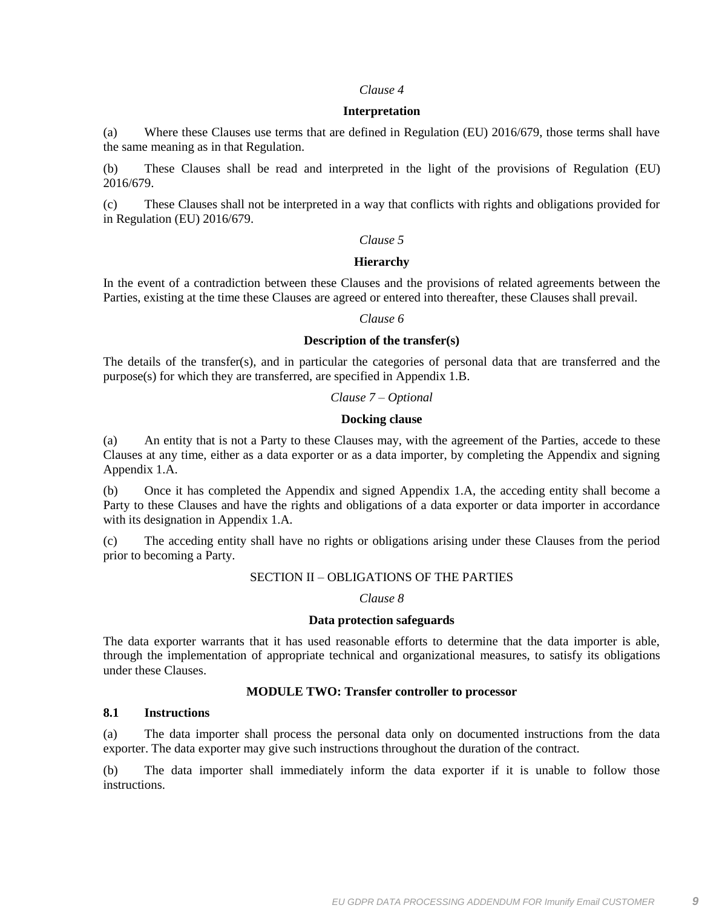*Clause 4*

**Interpretation**

(a) Where these Clauses use terms that are defined in Regulation (EU) 2016/679, those terms shall have the same meaning as in that Regulation.

(b) These Clauses shall be read and interpreted in the light of the provisions of Regulation (EU) 2016/679.

(c) These Clauses shall not be interpreted in a way that conflicts with rights and obligations provided for in Regulation (EU) 2016/679.

*Clause 5*

**Hierarchy**

In the event of a contradiction between these Clauses and the provisions of related agreements between the Parties, existing at the time these Clauses are agreed or entered into thereafter, these Clauses shall prevail.

*Clause 6*

**Description of the transfer(s)**

The details of the transfer(s), and in particular the categories of personal data that are transferred and the purpose(s) for which they are transferred, are specified in Appendix 1.B.

*Clause 7 – Optional*

**Docking clause**

(a) An entity that is not a Party to these Clauses may, with the agreement of the Parties, accede to these Clauses at any time, either as a data exporter or as a data importer, by completing the Appendix and signing Appendix 1.A.

(b) Once it has completed the Appendix and signed Appendix 1.A, the acceding entity shall become a Party to these Clauses and have the rights and obligations of a data exporter or data importer in accordance with its designation in Appendix 1.A.

(c) The acceding entity shall have no rights or obligations arising under these Clauses from the period prior to becoming a Party.

SECTION II – OBLIGATIONS OF THE PARTIES

*Clause 8*

**Data protection safeguards**

The data exporter warrants that it has used reasonable efforts to determine that the data importer is able, through the implementation of appropriate technical and organizational measures, to satisfy its obligations under these Clauses.

**MODULE TWO: Transfer controller to processor**

**8.1 Instructions**

(a) The data importer shall process the personal data only on documented instructions from the data exporter. The data exporter may give such instructions throughout the duration of the contract.

(b) The data importer shall immediately inform the data exporter if it is unable to follow those instructions.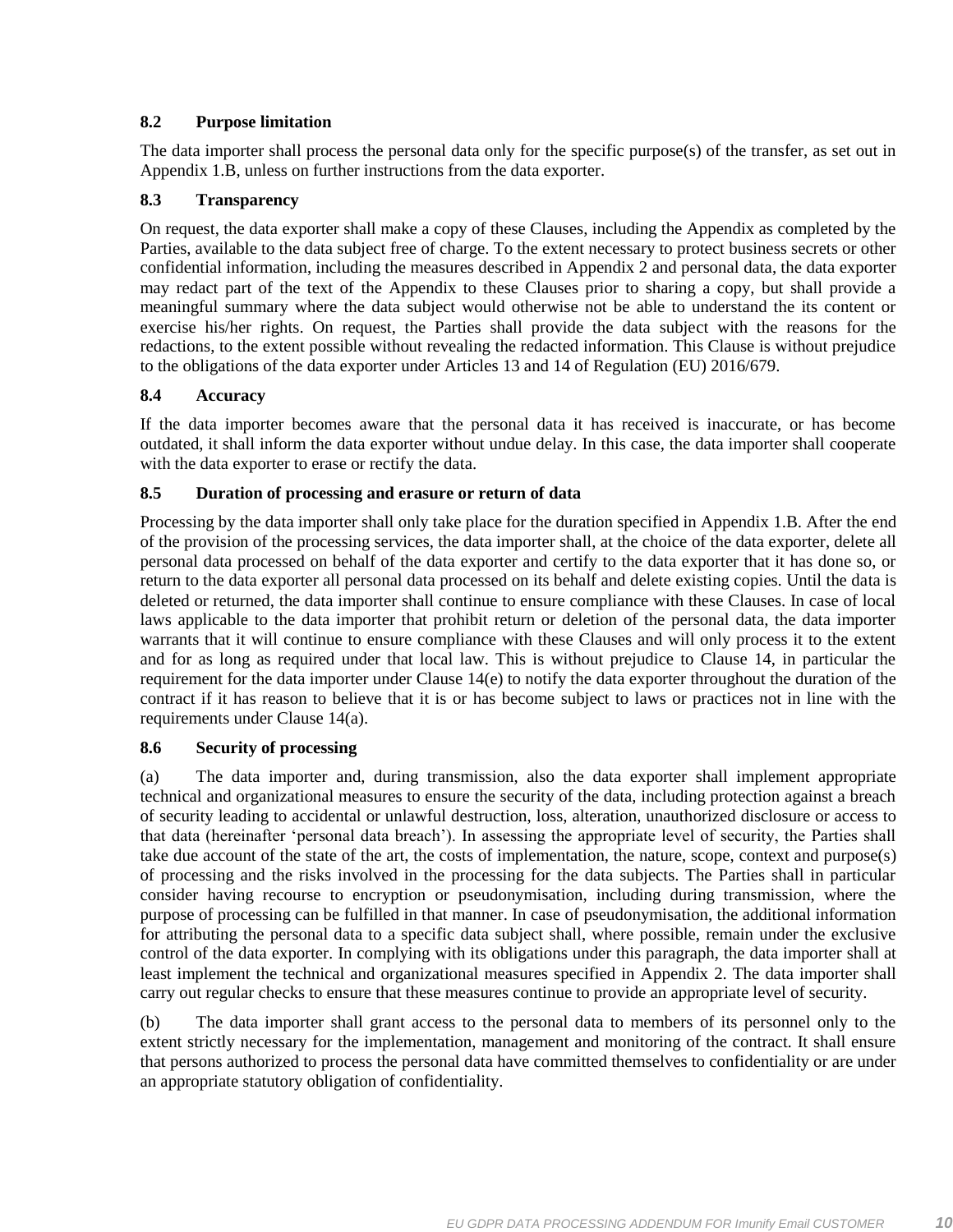### 8.2 Purpose limitation

The data importer shall process the personal data only for the specific purpose(s) of the transfer, as set out in Appendix 1.B, unless on further instructions from the data exporter.

### 8.3 Transparency

On request, the data exporter shall make a copy of these Clauses, including the Appendix as completed by the Parties, available to the data subject free of charge. To the extent necessary to protect business secrets or other confidential information, including the measures described in Appendix 2 and personal data, the data exporter may redact part of the text of the Appendix to these Clauses prior to sharing a copy, but shall provide a meaningful summary where the data subject would otherwise not be able to understand the its content or exercise his/her rights. On request, the Parties shall provide the data subject with the reasons for the redactions, to the extent possible without revealing the redacted information. This Clause is without prejudice to the obligations of the data exporter under Articles 13 and 14 of Regulation (EU) 2016/679.

### 8.4 Accuracy

If the data importer becomes aware that the personal data it has received is inaccurate, or has become outdated, it shall inform the data exporter without undue delay. In this case, the data importer shall cooperate with the data exporter to erase or rectify the data.

### 8.5 Duration of processing and erasure or return of data

Processing by the data importer shall only take place for the duration specified in Appendix 1.B. After the end of the provision of the processing services, the data importer shall, at the choice of the data exporter, delete all personal data processed on behalf of the data exporter and certify to the data exporter that it has done so, or return to the data exporter all personal data processed on its behalf and delete existing copies. Until the data is deleted or returned, the data importer shall continue to ensure compliance with these Clauses. In case of local laws applicable to the data importer that prohibit return or deletion of the personal data, the data importer warrants that it will continue to ensure compliance with these Clauses and will only process it to the extent and for as long as required under that local law. This is without prejudice to Clause 14, in particular the requirement for the data importer under Clause 14(e) to notify the data exporter throughout the duration of the contract if it has reason to believe that it is or has become subject to laws or practices not in line with the requirements under Clause 14(a).

### 8.6 Security of processing

(a) The data importer and, during transmission, also the data exporter shall implement appropriate technical and organizational measures to ensure the security of the data, including protection against a breach of security leading to accidental or unlawful destruction, loss, alteration, unauthorized disclosure or access to that data (hereinafter 'personal data breach'). In assessing the appropriate level of security, the Parties shall take due account of the state of the art, the costs of implementation, the nature, scope, context and purpose(s) of processing and the risks involved in the processing for the data subjects. The Parties shall in particular consider having recourse to encryption or pseudonymisation, including during transmission, where the purpose of processing can be fulfilled in that manner. In case of pseudonymisation, the additional information for attributing the personal data to a specific data subject shall, where possible, remain under the exclusive control of the data exporter. In complying with its obligations under this paragraph, the data importer shall at least implement the technical and organizational measures specified in Appendix 2. The data importer shall carry out regular checks to ensure that these measures continue to provide an appropriate level of security.

(b) The data importer shall grant access to the personal data to members of its personnel only to the extent strictly necessary for the implementation, management and monitoring of the contract. It shall ensure that persons authorized to process the personal data have committed themselves to confidentiality or are under an appropriate statutory obligation of confidentiality.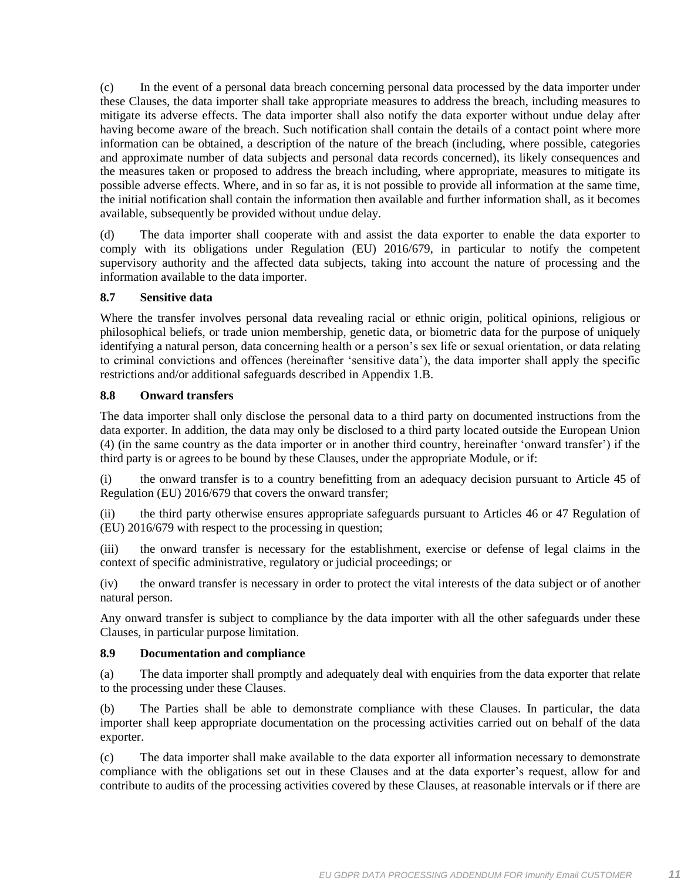(c) In the event of a personal data breach concerning personal data processed by the data importer under these Clauses, the data importer shall take appropriate measures to address the breach, including measures to mitigate its adverse effects. The data importer shall also notify the data exporter without undue delay after having become aware of the breach. Such notification shall contain the details of a contact point where more information can be obtained, a description of the nature of the breach (including, where possible, categories and approximate number of data subjects and personal data records concerned), its likely consequences and the measures taken or proposed to address the breach including, where appropriate, measures to mitigate its possible adverse effects. Where, and in so far as, it is not possible to provide all information at the same time, the initial notification shall contain the information then available and further information shall, as it becomes available, subsequently be provided without undue delay.

(d) The data importer shall cooperate with and assist the data exporter to enable the data exporter to comply with its obligations under Regulation (EU) 2016/679, in particular to notify the competent supervisory authority and the affected data subjects, taking into account the nature of processing and the information available to the data importer.

**8.7 Sensitive data**

Where the transfer involves personal data revealing racial or ethnic origin, political opinions, religious or philosophical beliefs, or trade union membership, genetic data, or biometric data for the purpose of uniquely identifying a natural person, data concerning health or a person's sex life or sexual orientation, or data relating to criminal convictions and offences (hereinafter 'sensitive data'), the data importer shall apply the specific restrictions and/or additional safeguards described in Appendix 1.B.

**8.8 Onward transfers**

The data importer shall only disclose the personal data to a third party on documented instructions from the data exporter. In addition, the data may only be disclosed to a third party located outside the European Union (4) (in the same country as the data importer or in another third country, hereinafter 'onward transfer') if the third party is or agrees to be bound by these Clauses, under the appropriate Module, or if:

(i) the onward transfer is to a country benefitting from an adequacy decision pursuant to Article 45 of Regulation (EU) 2016/679 that covers the onward transfer;

(ii) the third party otherwise ensures appropriate safeguards pursuant to Articles 46 or 47 Regulation of (EU) 2016/679 with respect to the processing in question;

(iii) the onward transfer is necessary for the establishment, exercise or defense of legal claims in the context of specific administrative, regulatory or judicial proceedings; or

(iv) the onward transfer is necessary in order to protect the vital interests of the data subject or of another natural person.

Any onward transfer is subject to compliance by the data importer with all the other safeguards under these Clauses, in particular purpose limitation.

**8.9 Documentation and compliance**

(a) The data importer shall promptly and adequately deal with enquiries from the data exporter that relate to the processing under these Clauses.

(b) The Parties shall be able to demonstrate compliance with these Clauses. In particular, the data importer shall keep appropriate documentation on the processing activities carried out on behalf of the data exporter.

(c) The data importer shall make available to the data exporter all information necessary to demonstrate compliance with the obligations set out in these Clauses and at the data exporter's request, allow for and contribute to audits of the processing activities covered by these Clauses, at reasonable intervals or if there are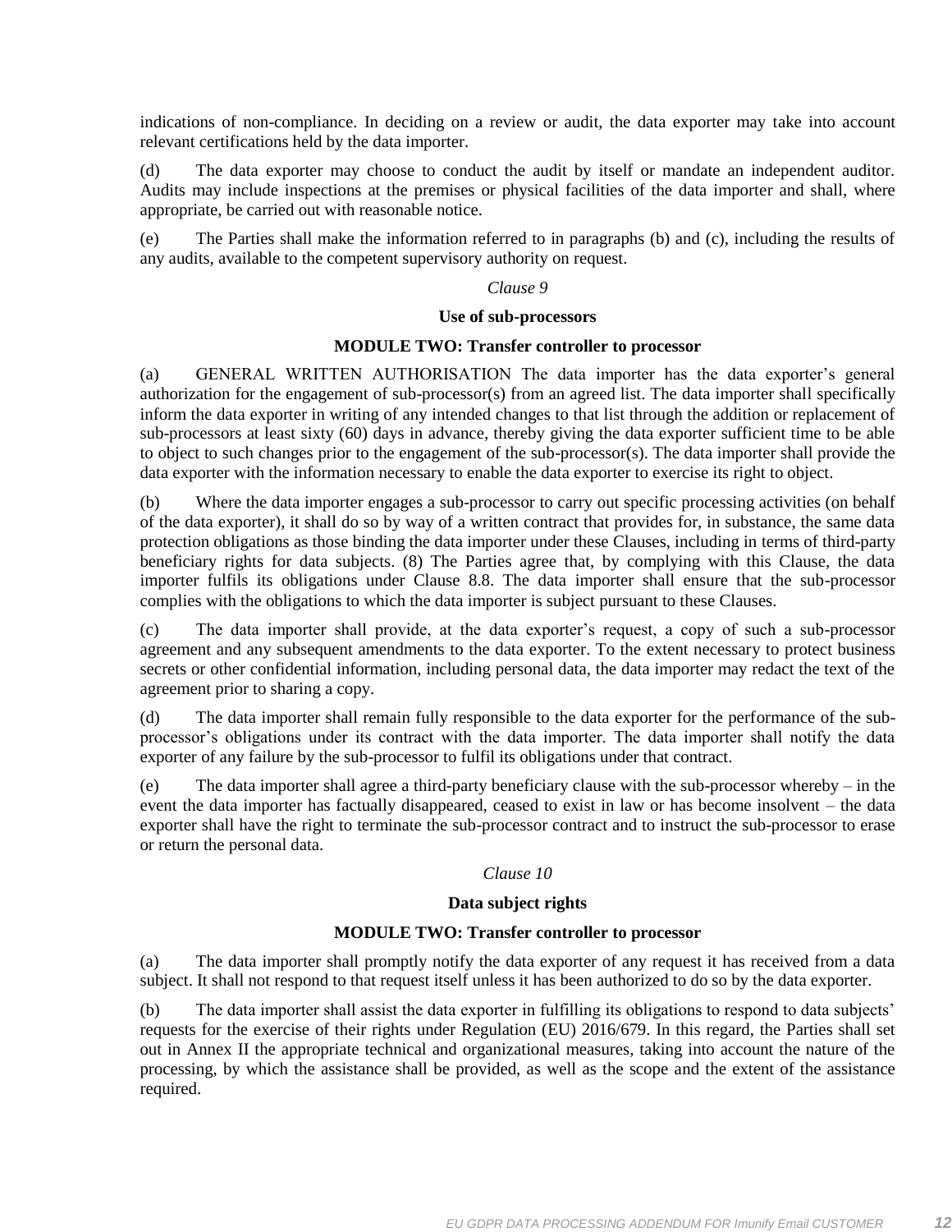indications of non-compliance. In deciding on a review or audit, the data exporter may take into account relevant certifications held by the data importer.

(d) The data exporter may choose to conduct the audit by itself or mandate an independent auditor. Audits may include inspections at the premises or physical facilities of the data importer and shall, where appropriate, be carried out with reasonable notice.

(e) The Parties shall make the information referred to in paragraphs (b) and (c), including the results of any audits, available to the competent supervisory authority on request.

*Clause 9*

**Use of sub-processors**

**MODULE TWO: Transfer controller to processor**

(a) GENERAL WRITTEN AUTHORISATION The data importer has the data exporter's general authorization for the engagement of sub-processor(s) from an agreed list. The data importer shall specifically inform the data exporter in writing of any intended changes to that list through the addition or replacement of sub-processors at least sixty (60) days in advance, thereby giving the data exporter sufficient time to be able to object to such changes prior to the engagement of the sub-processor(s). The data importer shall provide the data exporter with the information necessary to enable the data exporter to exercise its right to object.

(b) Where the data importer engages a sub-processor to carry out specific processing activities (on behalf of the data exporter), it shall do so by way of a written contract that provides for, in substance, the same data protection obligations as those binding the data importer under these Clauses, including in terms of third-party beneficiary rights for data subjects. (8) The Parties agree that, by complying with this Clause, the data importer fulfils its obligations under Clause 8.8. The data importer shall ensure that the sub-processor complies with the obligations to which the data importer is subject pursuant to these Clauses.

(c) The data importer shall provide, at the data exporter's request, a copy of such a sub-processor agreement and any subsequent amendments to the data exporter. To the extent necessary to protect business secrets or other confidential information, including personal data, the data importer may redact the text of the agreement prior to sharing a copy.

(d) The data importer shall remain fully responsible to the data exporter for the performance of the sub-processor's obligations under its contract with the data importer. The data importer shall notify the data exporter of any failure by the sub-processor to fulfil its obligations under that contract.

(e) The data importer shall agree a third-party beneficiary clause with the sub-processor whereby – in the event the data importer has factually disappeared, ceased to exist in law or has become insolvent – the data exporter shall have the right to terminate the sub-processor contract and to instruct the sub-processor to erase or return the personal data.

*Clause 10*

**Data subject rights**

**MODULE TWO: Transfer controller to processor**

(a) The data importer shall promptly notify the data exporter of any request it has received from a data subject. It shall not respond to that request itself unless it has been authorized to do so by the data exporter.

(b) The data importer shall assist the data exporter in fulfilling its obligations to respond to data subjects' requests for the exercise of their rights under Regulation (EU) 2016/679. In this regard, the Parties shall set out in Annex II the appropriate technical and organizational measures, taking into account the nature of the processing, by which the assistance shall be provided, as well as the scope and the extent of the assistance required.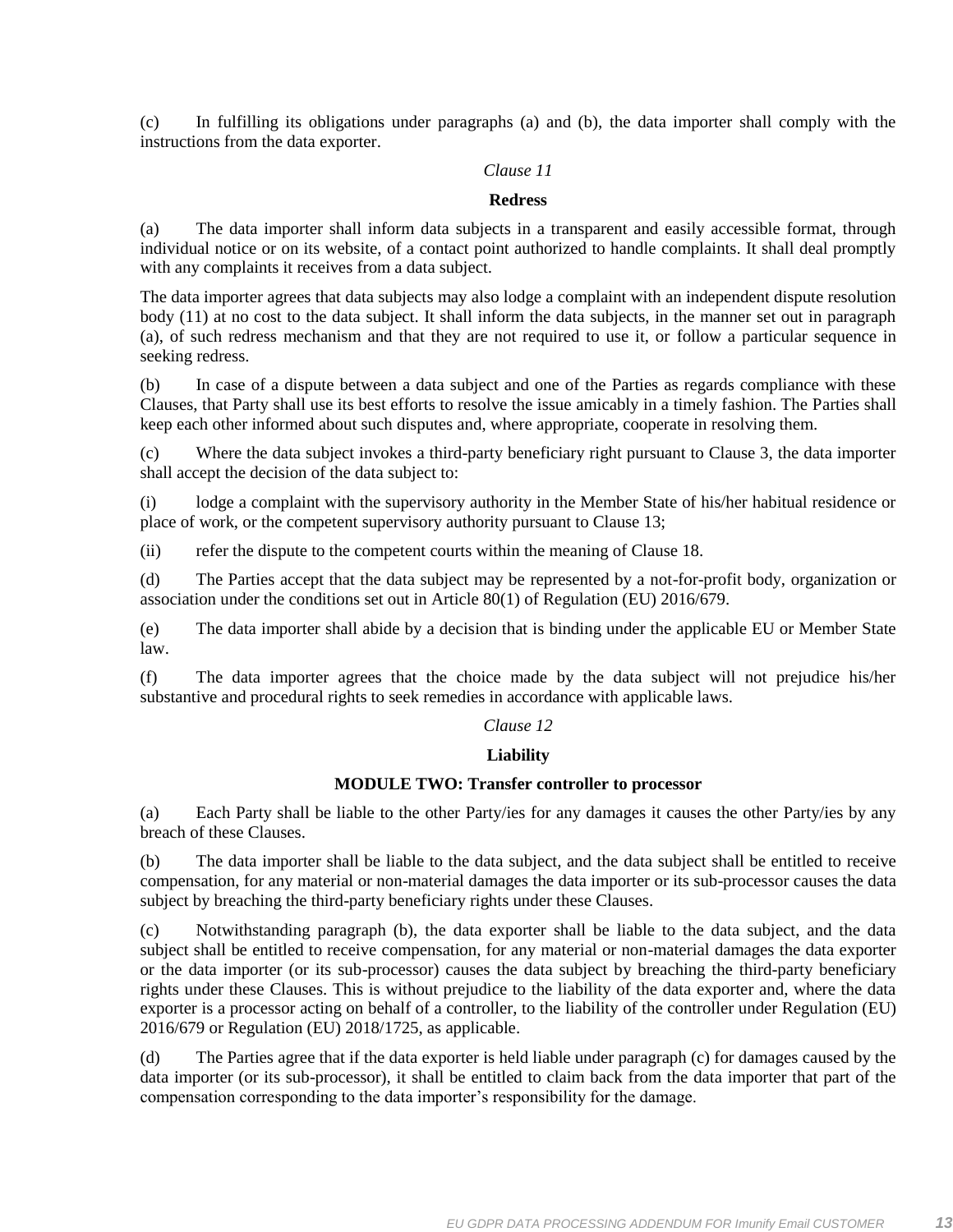(c) In fulfilling its obligations under paragraphs (a) and (b), the data importer shall comply with the instructions from the data exporter.

*Clause 11*

**Redress**

(a) The data importer shall inform data subjects in a transparent and easily accessible format, through individual notice or on its website, of a contact point authorized to handle complaints. It shall deal promptly with any complaints it receives from a data subject.

The data importer agrees that data subjects may also lodge a complaint with an independent dispute resolution body (11) at no cost to the data subject. It shall inform the data subjects, in the manner set out in paragraph (a), of such redress mechanism and that they are not required to use it, or follow a particular sequence in seeking redress.

(b) In case of a dispute between a data subject and one of the Parties as regards compliance with these Clauses, that Party shall use its best efforts to resolve the issue amicably in a timely fashion. The Parties shall keep each other informed about such disputes and, where appropriate, cooperate in resolving them.

(c) Where the data subject invokes a third-party beneficiary right pursuant to Clause 3, the data importer shall accept the decision of the data subject to:

(i) lodge a complaint with the supervisory authority in the Member State of his/her habitual residence or place of work, or the competent supervisory authority pursuant to Clause 13;

(ii) refer the dispute to the competent courts within the meaning of Clause 18.

(d) The Parties accept that the data subject may be represented by a not-for-profit body, organization or association under the conditions set out in Article 80(1) of Regulation (EU) 2016/679.

(e) The data importer shall abide by a decision that is binding under the applicable EU or Member State law.

(f) The data importer agrees that the choice made by the data subject will not prejudice his/her substantive and procedural rights to seek remedies in accordance with applicable laws.

*Clause 12*

**Liability**

**MODULE TWO: Transfer controller to processor**

(a) Each Party shall be liable to the other Party/ies for any damages it causes the other Party/ies by any breach of these Clauses.

(b) The data importer shall be liable to the data subject, and the data subject shall be entitled to receive compensation, for any material or non-material damages the data importer or its sub-processor causes the data subject by breaching the third-party beneficiary rights under these Clauses.

(c) Notwithstanding paragraph (b), the data exporter shall be liable to the data subject, and the data subject shall be entitled to receive compensation, for any material or non-material damages the data exporter or the data importer (or its sub-processor) causes the data subject by breaching the third-party beneficiary rights under these Clauses. This is without prejudice to the liability of the data exporter and, where the data exporter is a processor acting on behalf of a controller, to the liability of the controller under Regulation (EU) 2016/679 or Regulation (EU) 2018/1725, as applicable.

(d) The Parties agree that if the data exporter is held liable under paragraph (c) for damages caused by the data importer (or its sub-processor), it shall be entitled to claim back from the data importer that part of the compensation corresponding to the data importer's responsibility for the damage.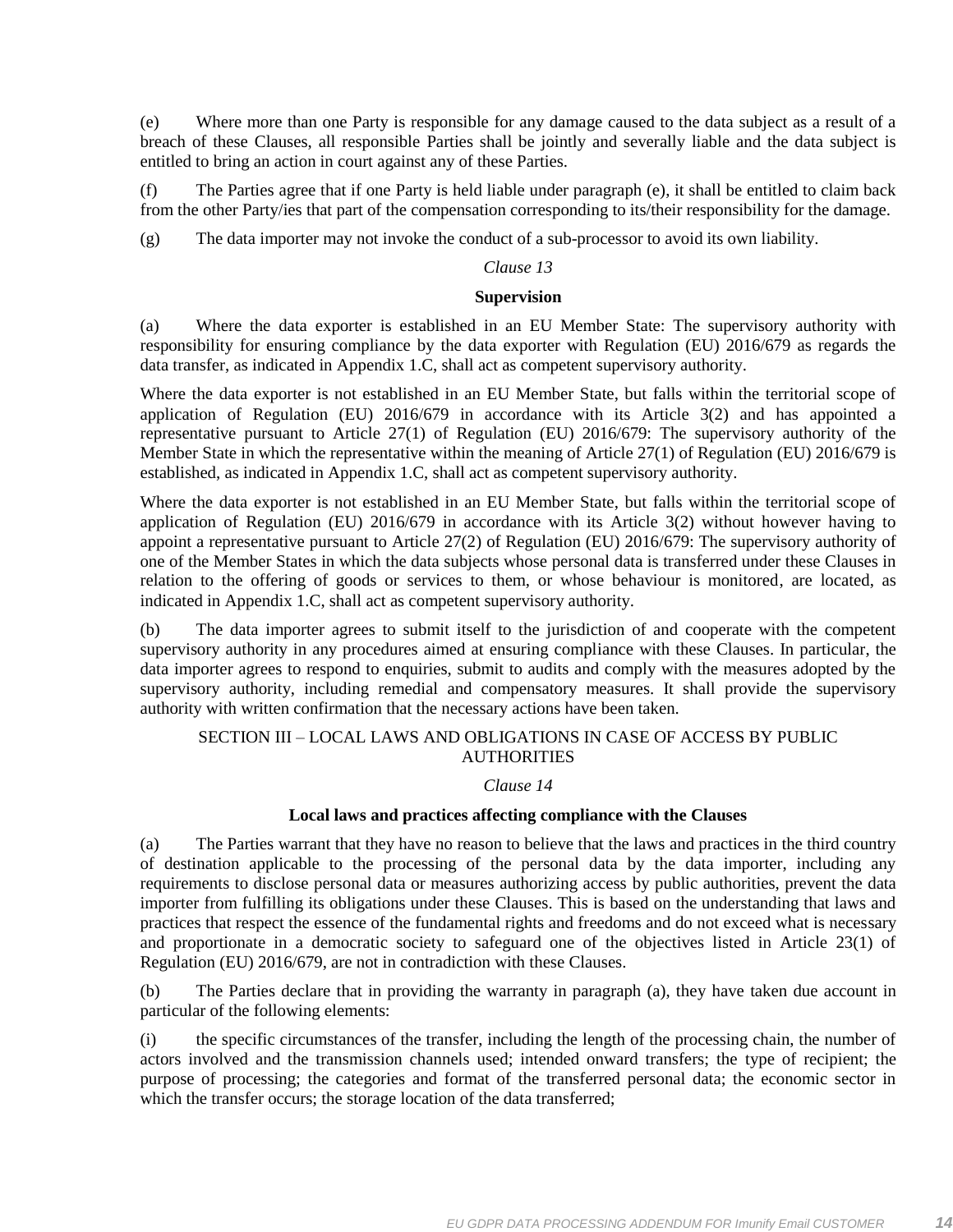(e) Where more than one Party is responsible for any damage caused to the data subject as a result of a breach of these Clauses, all responsible Parties shall be jointly and severally liable and the data subject is entitled to bring an action in court against any of these Parties.

(f) The Parties agree that if one Party is held liable under paragraph (e), it shall be entitled to claim back from the other Party/ies that part of the compensation corresponding to its/their responsibility for the damage.

(g) The data importer may not invoke the conduct of a sub-processor to avoid its own liability.

*Clause 13*

**Supervision**

(a) Where the data exporter is established in an EU Member State: The supervisory authority with responsibility for ensuring compliance by the data exporter with Regulation (EU) 2016/679 as regards the data transfer, as indicated in Appendix 1.C, shall act as competent supervisory authority.

Where the data exporter is not established in an EU Member State, but falls within the territorial scope of application of Regulation (EU) 2016/679 in accordance with its Article 3(2) and has appointed a representative pursuant to Article 27(1) of Regulation (EU) 2016/679: The supervisory authority of the Member State in which the representative within the meaning of Article 27(1) of Regulation (EU) 2016/679 is established, as indicated in Appendix 1.C, shall act as competent supervisory authority.

Where the data exporter is not established in an EU Member State, but falls within the territorial scope of application of Regulation (EU) 2016/679 in accordance with its Article 3(2) without however having to appoint a representative pursuant to Article 27(2) of Regulation (EU) 2016/679: The supervisory authority of one of the Member States in which the data subjects whose personal data is transferred under these Clauses in relation to the offering of goods or services to them, or whose behaviour is monitored, are located, as indicated in Appendix 1.C, shall act as competent supervisory authority.

(b) The data importer agrees to submit itself to the jurisdiction of and cooperate with the competent supervisory authority in any procedures aimed at ensuring compliance with these Clauses. In particular, the data importer agrees to respond to enquiries, submit to audits and comply with the measures adopted by the supervisory authority, including remedial and compensatory measures. It shall provide the supervisory authority with written confirmation that the necessary actions have been taken.

SECTION III – LOCAL LAWS AND OBLIGATIONS IN CASE OF ACCESS BY PUBLIC AUTHORITIES

*Clause 14*

**Local laws and practices affecting compliance with the Clauses**

(a) The Parties warrant that they have no reason to believe that the laws and practices in the third country of destination applicable to the processing of the personal data by the data importer, including any requirements to disclose personal data or measures authorizing access by public authorities, prevent the data importer from fulfilling its obligations under these Clauses. This is based on the understanding that laws and practices that respect the essence of the fundamental rights and freedoms and do not exceed what is necessary and proportionate in a democratic society to safeguard one of the objectives listed in Article 23(1) of Regulation (EU) 2016/679, are not in contradiction with these Clauses.

(b) The Parties declare that in providing the warranty in paragraph (a), they have taken due account in particular of the following elements:

(i) the specific circumstances of the transfer, including the length of the processing chain, the number of actors involved and the transmission channels used; intended onward transfers; the type of recipient; the purpose of processing; the categories and format of the transferred personal data; the economic sector in which the transfer occurs; the storage location of the data transferred;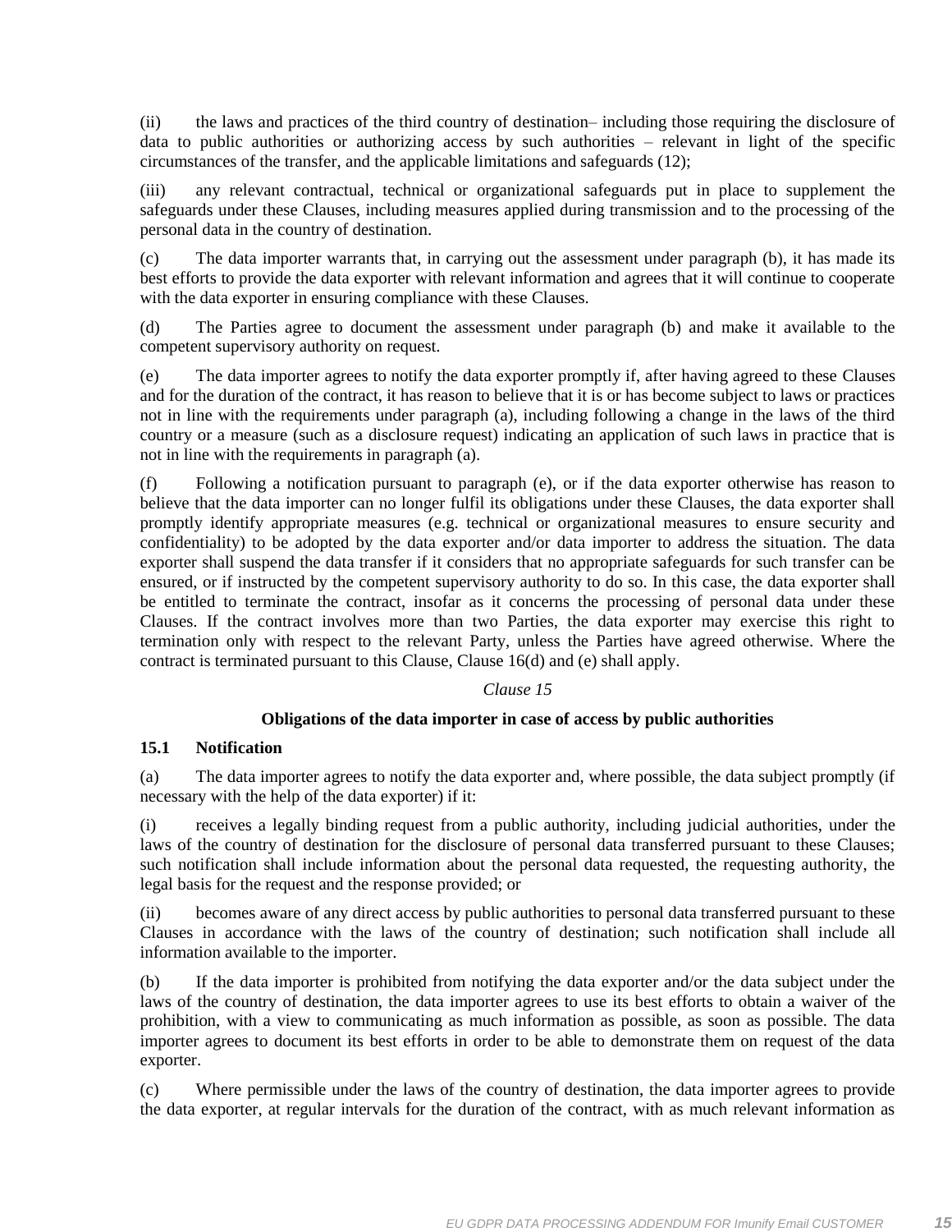(ii) the laws and practices of the third country of destination– including those requiring the disclosure of data to public authorities or authorizing access by such authorities – relevant in light of the specific circumstances of the transfer, and the applicable limitations and safeguards (12);

(iii) any relevant contractual, technical or organizational safeguards put in place to supplement the safeguards under these Clauses, including measures applied during transmission and to the processing of the personal data in the country of destination.

(c) The data importer warrants that, in carrying out the assessment under paragraph (b), it has made its best efforts to provide the data exporter with relevant information and agrees that it will continue to cooperate with the data exporter in ensuring compliance with these Clauses.

(d) The Parties agree to document the assessment under paragraph (b) and make it available to the competent supervisory authority on request.

(e) The data importer agrees to notify the data exporter promptly if, after having agreed to these Clauses and for the duration of the contract, it has reason to believe that it is or has become subject to laws or practices not in line with the requirements under paragraph (a), including following a change in the laws of the third country or a measure (such as a disclosure request) indicating an application of such laws in practice that is not in line with the requirements in paragraph (a).

(f) Following a notification pursuant to paragraph (e), or if the data exporter otherwise has reason to believe that the data importer can no longer fulfil its obligations under these Clauses, the data exporter shall promptly identify appropriate measures (e.g. technical or organizational measures to ensure security and confidentiality) to be adopted by the data exporter and/or data importer to address the situation. The data exporter shall suspend the data transfer if it considers that no appropriate safeguards for such transfer can be ensured, or if instructed by the competent supervisory authority to do so. In this case, the data exporter shall be entitled to terminate the contract, insofar as it concerns the processing of personal data under these Clauses. If the contract involves more than two Parties, the data exporter may exercise this right to termination only with respect to the relevant Party, unless the Parties have agreed otherwise. Where the contract is terminated pursuant to this Clause, Clause 16(d) and (e) shall apply.

*Clause 15*

**Obligations of the data importer in case of access by public authorities**

**15.1 Notification**

(a) The data importer agrees to notify the data exporter and, where possible, the data subject promptly (if necessary with the help of the data exporter) if it:

(i) receives a legally binding request from a public authority, including judicial authorities, under the laws of the country of destination for the disclosure of personal data transferred pursuant to these Clauses; such notification shall include information about the personal data requested, the requesting authority, the legal basis for the request and the response provided; or

(ii) becomes aware of any direct access by public authorities to personal data transferred pursuant to these Clauses in accordance with the laws of the country of destination; such notification shall include all information available to the importer.

(b) If the data importer is prohibited from notifying the data exporter and/or the data subject under the laws of the country of destination, the data importer agrees to use its best efforts to obtain a waiver of the prohibition, with a view to communicating as much information as possible, as soon as possible. The data importer agrees to document its best efforts in order to be able to demonstrate them on request of the data exporter.

(c) Where permissible under the laws of the country of destination, the data importer agrees to provide the data exporter, at regular intervals for the duration of the contract, with as much relevant information as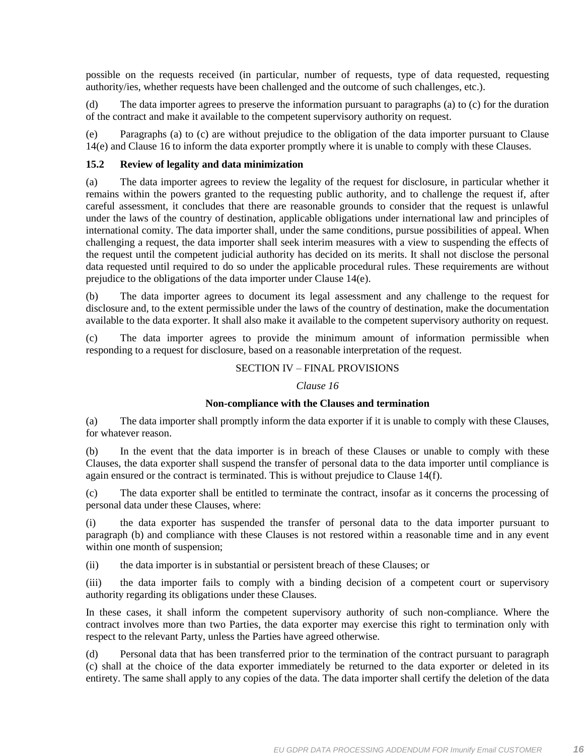possible on the requests received (in particular, number of requests, type of data requested, requesting authority/ies, whether requests have been challenged and the outcome of such challenges, etc.).

(d) The data importer agrees to preserve the information pursuant to paragraphs (a) to (c) for the duration of the contract and make it available to the competent supervisory authority on request.

(e) Paragraphs (a) to (c) are without prejudice to the obligation of the data importer pursuant to Clause 14(e) and Clause 16 to inform the data exporter promptly where it is unable to comply with these Clauses.

**15.2 Review of legality and data minimization**

(a) The data importer agrees to review the legality of the request for disclosure, in particular whether it remains within the powers granted to the requesting public authority, and to challenge the request if, after careful assessment, it concludes that there are reasonable grounds to consider that the request is unlawful under the laws of the country of destination, applicable obligations under international law and principles of international comity. The data importer shall, under the same conditions, pursue possibilities of appeal. When challenging a request, the data importer shall seek interim measures with a view to suspending the effects of the request until the competent judicial authority has decided on its merits. It shall not disclose the personal data requested until required to do so under the applicable procedural rules. These requirements are without prejudice to the obligations of the data importer under Clause 14(e).

(b) The data importer agrees to document its legal assessment and any challenge to the request for disclosure and, to the extent permissible under the laws of the country of destination, make the documentation available to the data exporter. It shall also make it available to the competent supervisory authority on request.

(c) The data importer agrees to provide the minimum amount of information permissible when responding to a request for disclosure, based on a reasonable interpretation of the request.

## SECTION IV – FINAL PROVISIONS

*Clause 16*

**Non-compliance with the Clauses and termination**

(a) The data importer shall promptly inform the data exporter if it is unable to comply with these Clauses, for whatever reason.

(b) In the event that the data importer is in breach of these Clauses or unable to comply with these Clauses, the data exporter shall suspend the transfer of personal data to the data importer until compliance is again ensured or the contract is terminated. This is without prejudice to Clause 14(f).

(c) The data exporter shall be entitled to terminate the contract, insofar as it concerns the processing of personal data under these Clauses, where:

(i) the data exporter has suspended the transfer of personal data to the data importer pursuant to paragraph (b) and compliance with these Clauses is not restored within a reasonable time and in any event within one month of suspension;

(ii) the data importer is in substantial or persistent breach of these Clauses; or

(iii) the data importer fails to comply with a binding decision of a competent court or supervisory authority regarding its obligations under these Clauses.

In these cases, it shall inform the competent supervisory authority of such non-compliance. Where the contract involves more than two Parties, the data exporter may exercise this right to termination only with respect to the relevant Party, unless the Parties have agreed otherwise.

(d) Personal data that has been transferred prior to the termination of the contract pursuant to paragraph (c) shall at the choice of the data exporter immediately be returned to the data exporter or deleted in its entirety. The same shall apply to any copies of the data. The data importer shall certify the deletion of the data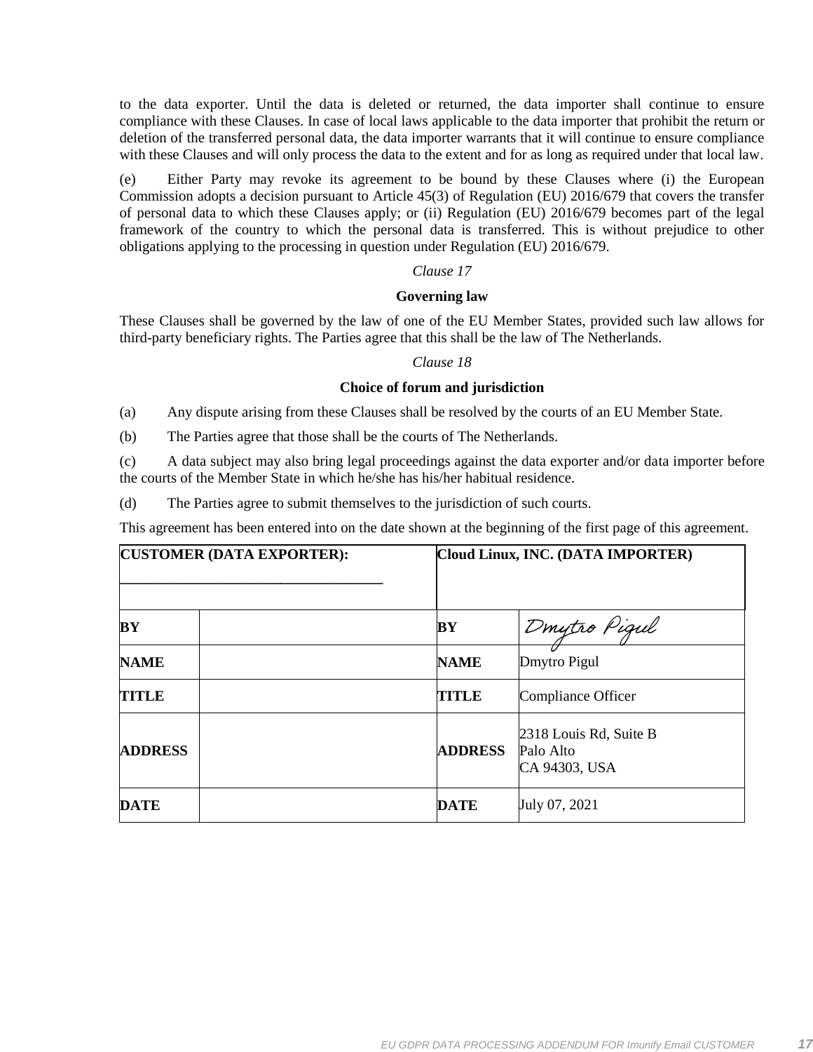to the data exporter. Until the data is deleted or returned, the data importer shall continue to ensure compliance with these Clauses. In case of local laws applicable to the data importer that prohibit the return or deletion of the transferred personal data, the data importer warrants that it will continue to ensure compliance with these Clauses and will only process the data to the extent and for as long as required under that local law.

(e) Either Party may revoke its agreement to be bound by these Clauses where (i) the European Commission adopts a decision pursuant to Article 45(3) of Regulation (EU) 2016/679 that covers the transfer of personal data to which these Clauses apply; or (ii) Regulation (EU) 2016/679 becomes part of the legal framework of the country to which the personal data is transferred. This is without prejudice to other obligations applying to the processing in question under Regulation (EU) 2016/679.

*Clause 17*

**Governing law**

These Clauses shall be governed by the law of one of the EU Member States, provided such law allows for third-party beneficiary rights. The Parties agree that this shall be the law of The Netherlands.

*Clause 18*

**Choice of forum and jurisdiction**

(a) Any dispute arising from these Clauses shall be resolved by the courts of an EU Member State.

(b) The Parties agree that those shall be the courts of The Netherlands.

(c) A data subject may also bring legal proceedings against the data exporter and/or data importer before the courts of the Member State in which he/she has his/her habitual residence.

(d) The Parties agree to submit themselves to the jurisdiction of such courts.

This agreement has been entered into on the date shown at the beginning of the first page of this agreement.

| **CUSTOMER (DATA EXPORTER):** ___________________________________ | | **Cloud Linux, INC. (DATA IMPORTER)** | |
|---|---|---|---|
| **BY** | | **BY** | Dmytro Pigul |
| **NAME** | | **NAME** | Dmytro Pigul |
| **TITLE** | | **TITLE** | Compliance Officer |
| **ADDRESS** | | **ADDRESS** | 2318 Louis Rd, Suite B<br>Palo Alto<br>CA 94303, USA |
| **DATE** | | **DATE** | July 07, 2021 |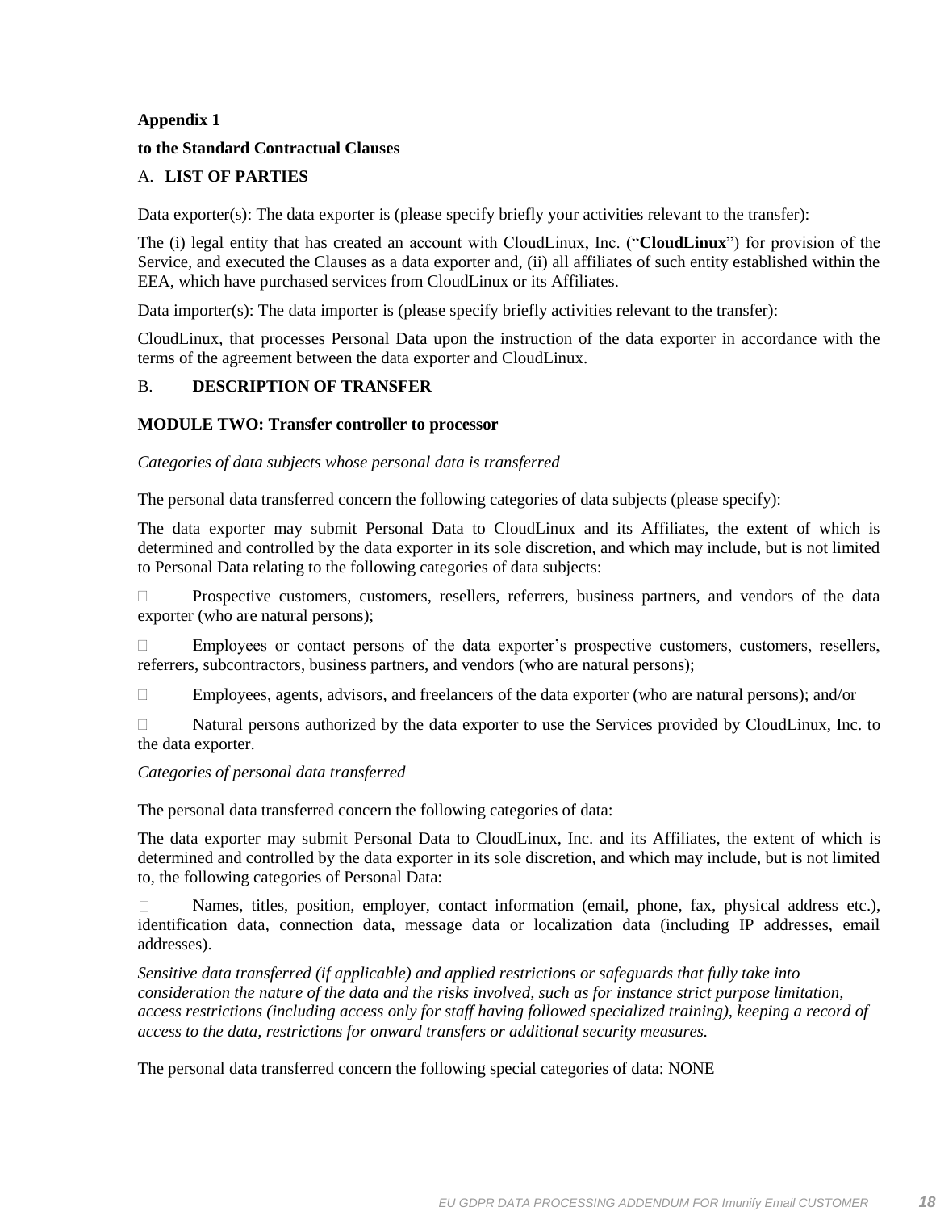**Appendix 1**

**to the Standard Contractual Clauses**

A. **LIST OF PARTIES**

Data exporter(s): The data exporter is (please specify briefly your activities relevant to the transfer):

The (i) legal entity that has created an account with CloudLinux, Inc. ("**CloudLinux**") for provision of the Service, and executed the Clauses as a data exporter and, (ii) all affiliates of such entity established within the EEA, which have purchased services from CloudLinux or its Affiliates.

Data importer(s): The data importer is (please specify briefly activities relevant to the transfer):

CloudLinux, that processes Personal Data upon the instruction of the data exporter in accordance with the terms of the agreement between the data exporter and CloudLinux.

B. **DESCRIPTION OF TRANSFER**

**MODULE TWO: Transfer controller to processor**

*Categories of data subjects whose personal data is transferred*

The personal data transferred concern the following categories of data subjects (please specify):

The data exporter may submit Personal Data to CloudLinux and its Affiliates, the extent of which is determined and controlled by the data exporter in its sole discretion, and which may include, but is not limited to Personal Data relating to the following categories of data subjects:

- Prospective customers, customers, resellers, referrers, business partners, and vendors of the data exporter (who are natural persons);
- Employees or contact persons of the data exporter's prospective customers, customers, resellers, referrers, subcontractors, business partners, and vendors (who are natural persons);
- Employees, agents, advisors, and freelancers of the data exporter (who are natural persons); and/or
- Natural persons authorized by the data exporter to use the Services provided by CloudLinux, Inc. to the data exporter.

*Categories of personal data transferred*

The personal data transferred concern the following categories of data:

The data exporter may submit Personal Data to CloudLinux, Inc. and its Affiliates, the extent of which is determined and controlled by the data exporter in its sole discretion, and which may include, but is not limited to, the following categories of Personal Data:

- Names, titles, position, employer, contact information (email, phone, fax, physical address etc.), identification data, connection data, message data or localization data (including IP addresses, email addresses).

*Sensitive data transferred (if applicable) and applied restrictions or safeguards that fully take into consideration the nature of the data and the risks involved, such as for instance strict purpose limitation, access restrictions (including access only for staff having followed specialized training), keeping a record of access to the data, restrictions for onward transfers or additional security measures.*

The personal data transferred concern the following special categories of data: NONE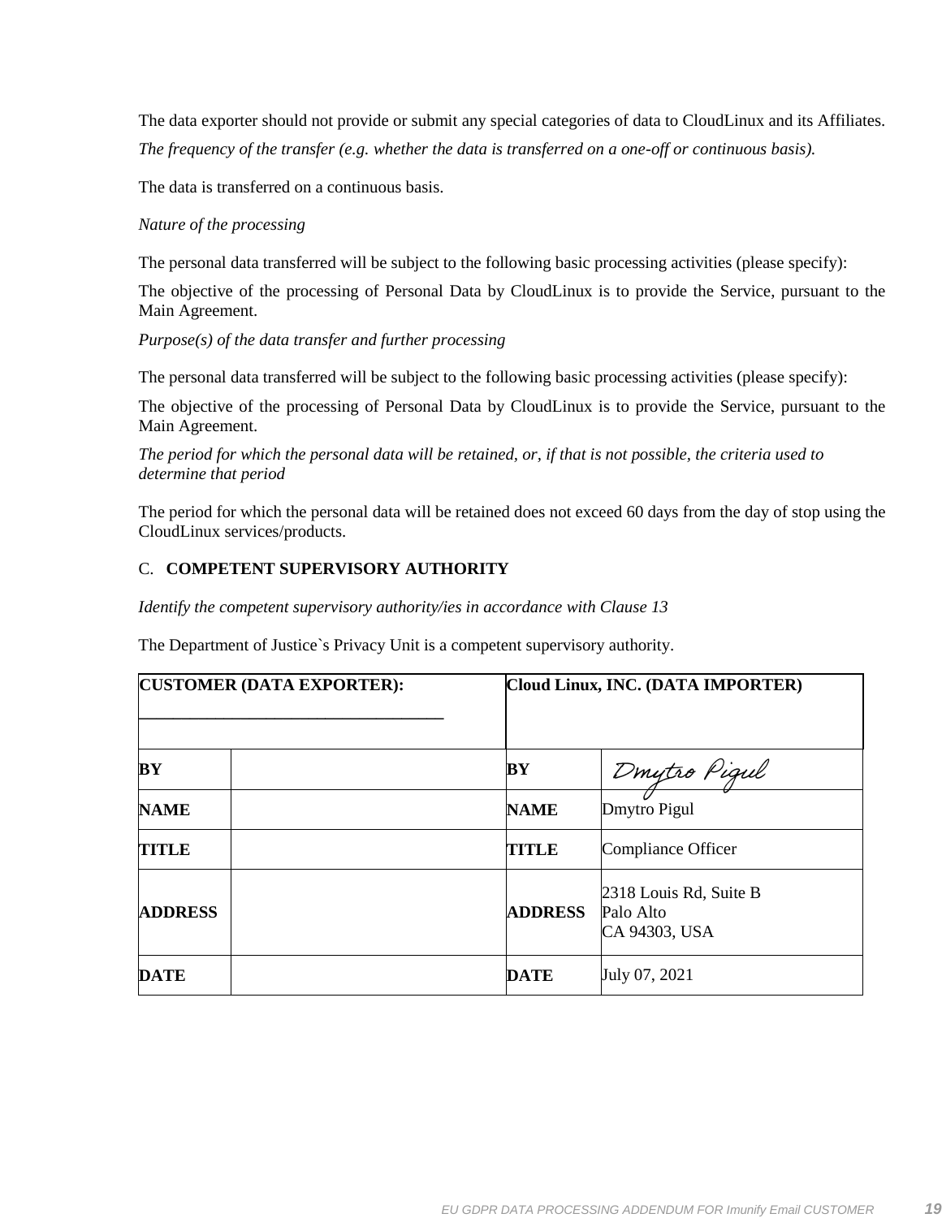The data exporter should not provide or submit any special categories of data to CloudLinux and its Affiliates.

*The frequency of the transfer (e.g. whether the data is transferred on a one-off or continuous basis).*

The data is transferred on a continuous basis.

*Nature of the processing*

The personal data transferred will be subject to the following basic processing activities (please specify):

The objective of the processing of Personal Data by CloudLinux is to provide the Service, pursuant to the Main Agreement.

*Purpose(s) of the data transfer and further processing*

The personal data transferred will be subject to the following basic processing activities (please specify):

The objective of the processing of Personal Data by CloudLinux is to provide the Service, pursuant to the Main Agreement.

*The period for which the personal data will be retained, or, if that is not possible, the criteria used to determine that period*

The period for which the personal data will be retained does not exceed 60 days from the day of stop using the CloudLinux services/products.

## C. COMPETENT SUPERVISORY AUTHORITY

*Identify the competent supervisory authority/ies in accordance with Clause 13*

The Department of Justice`s Privacy Unit is a competent supervisory authority.

| **CUSTOMER (DATA EXPORTER):** ___________________________________ | | **Cloud Linux, INC. (DATA IMPORTER)** | |
|---|---|---|---|
| **BY** | | **BY** | Dmytro Pigul |
| **NAME** | | **NAME** | Dmytro Pigul |
| **TITLE** | | **TITLE** | Compliance Officer |
| **ADDRESS** | | **ADDRESS** | 2318 Louis Rd, Suite B<br>Palo Alto<br>CA 94303, USA |
| **DATE** | | **DATE** | July 07, 2021 |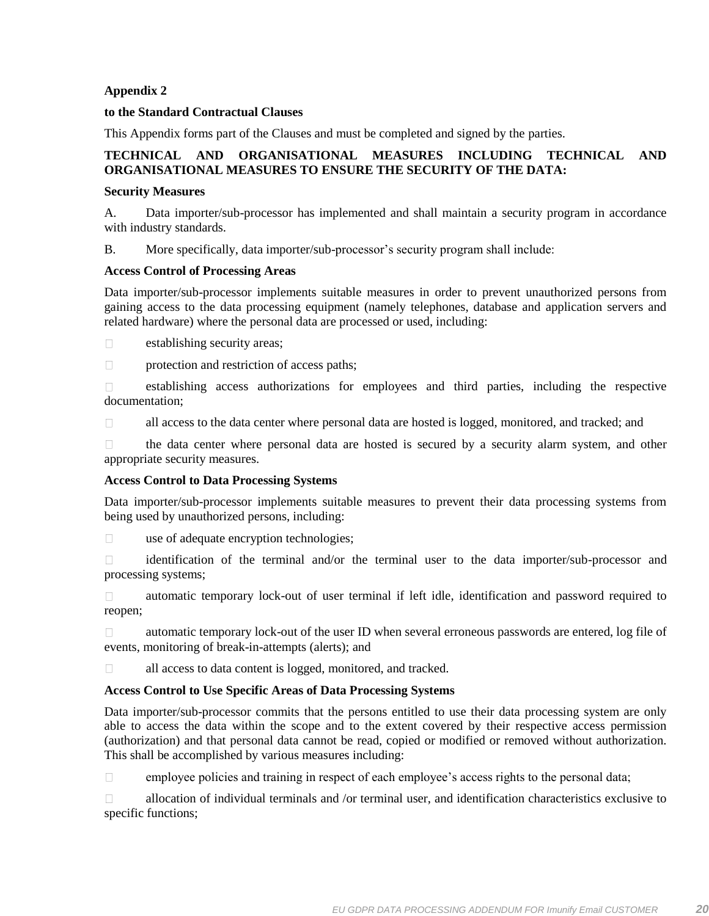**Appendix 2**

**to the Standard Contractual Clauses**

This Appendix forms part of the Clauses and must be completed and signed by the parties.

**TECHNICAL AND ORGANISATIONAL MEASURES INCLUDING TECHNICAL AND ORGANISATIONAL MEASURES TO ENSURE THE SECURITY OF THE DATA:**

**Security Measures**

A. Data importer/sub-processor has implemented and shall maintain a security program in accordance with industry standards.

B. More specifically, data importer/sub-processor's security program shall include:

**Access Control of Processing Areas**

Data importer/sub-processor implements suitable measures in order to prevent unauthorized persons from gaining access to the data processing equipment (namely telephones, database and application servers and related hardware) where the personal data are processed or used, including:

- establishing security areas;
- protection and restriction of access paths;
- establishing access authorizations for employees and third parties, including the respective documentation;
- all access to the data center where personal data are hosted is logged, monitored, and tracked; and
- the data center where personal data are hosted is secured by a security alarm system, and other appropriate security measures.

**Access Control to Data Processing Systems**

Data importer/sub-processor implements suitable measures to prevent their data processing systems from being used by unauthorized persons, including:

- use of adequate encryption technologies;
- identification of the terminal and/or the terminal user to the data importer/sub-processor and processing systems;
- automatic temporary lock-out of user terminal if left idle, identification and password required to reopen;
- automatic temporary lock-out of the user ID when several erroneous passwords are entered, log file of events, monitoring of break-in-attempts (alerts); and
- all access to data content is logged, monitored, and tracked.

**Access Control to Use Specific Areas of Data Processing Systems**

Data importer/sub-processor commits that the persons entitled to use their data processing system are only able to access the data within the scope and to the extent covered by their respective access permission (authorization) and that personal data cannot be read, copied or modified or removed without authorization. This shall be accomplished by various measures including:

- employee policies and training in respect of each employee's access rights to the personal data;
- allocation of individual terminals and /or terminal user, and identification characteristics exclusive to specific functions;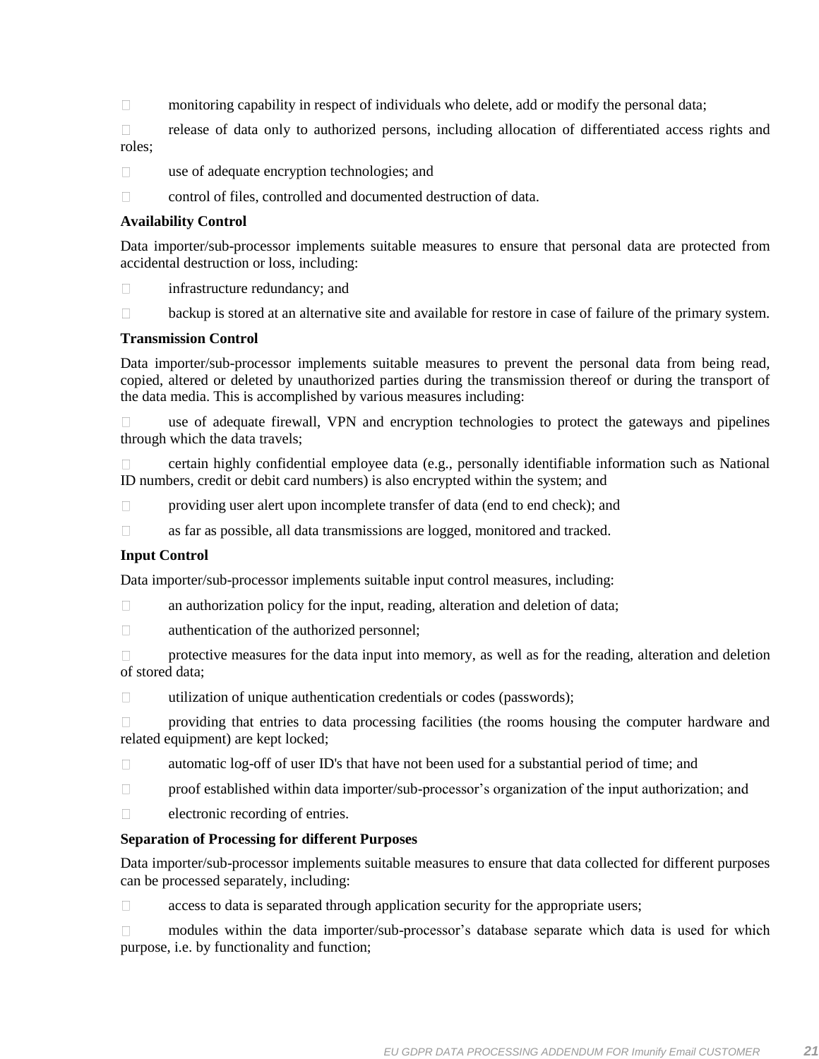- monitoring capability in respect of individuals who delete, add or modify the personal data;
- release of data only to authorized persons, including allocation of differentiated access rights and roles;
- use of adequate encryption technologies; and
- control of files, controlled and documented destruction of data.

**Availability Control**

Data importer/sub-processor implements suitable measures to ensure that personal data are protected from accidental destruction or loss, including:

- infrastructure redundancy; and
- backup is stored at an alternative site and available for restore in case of failure of the primary system.

**Transmission Control**

Data importer/sub-processor implements suitable measures to prevent the personal data from being read, copied, altered or deleted by unauthorized parties during the transmission thereof or during the transport of the data media. This is accomplished by various measures including:

- use of adequate firewall, VPN and encryption technologies to protect the gateways and pipelines through which the data travels;
- certain highly confidential employee data (e.g., personally identifiable information such as National ID numbers, credit or debit card numbers) is also encrypted within the system; and
- providing user alert upon incomplete transfer of data (end to end check); and
- as far as possible, all data transmissions are logged, monitored and tracked.

**Input Control**

Data importer/sub-processor implements suitable input control measures, including:

- an authorization policy for the input, reading, alteration and deletion of data;
- authentication of the authorized personnel;
- protective measures for the data input into memory, as well as for the reading, alteration and deletion of stored data;
- utilization of unique authentication credentials or codes (passwords);
- providing that entries to data processing facilities (the rooms housing the computer hardware and related equipment) are kept locked;
- automatic log-off of user ID's that have not been used for a substantial period of time; and
- proof established within data importer/sub-processor's organization of the input authorization; and
- electronic recording of entries.

**Separation of Processing for different Purposes**

Data importer/sub-processor implements suitable measures to ensure that data collected for different purposes can be processed separately, including:

- access to data is separated through application security for the appropriate users;
- modules within the data importer/sub-processor's database separate which data is used for which purpose, i.e. by functionality and function;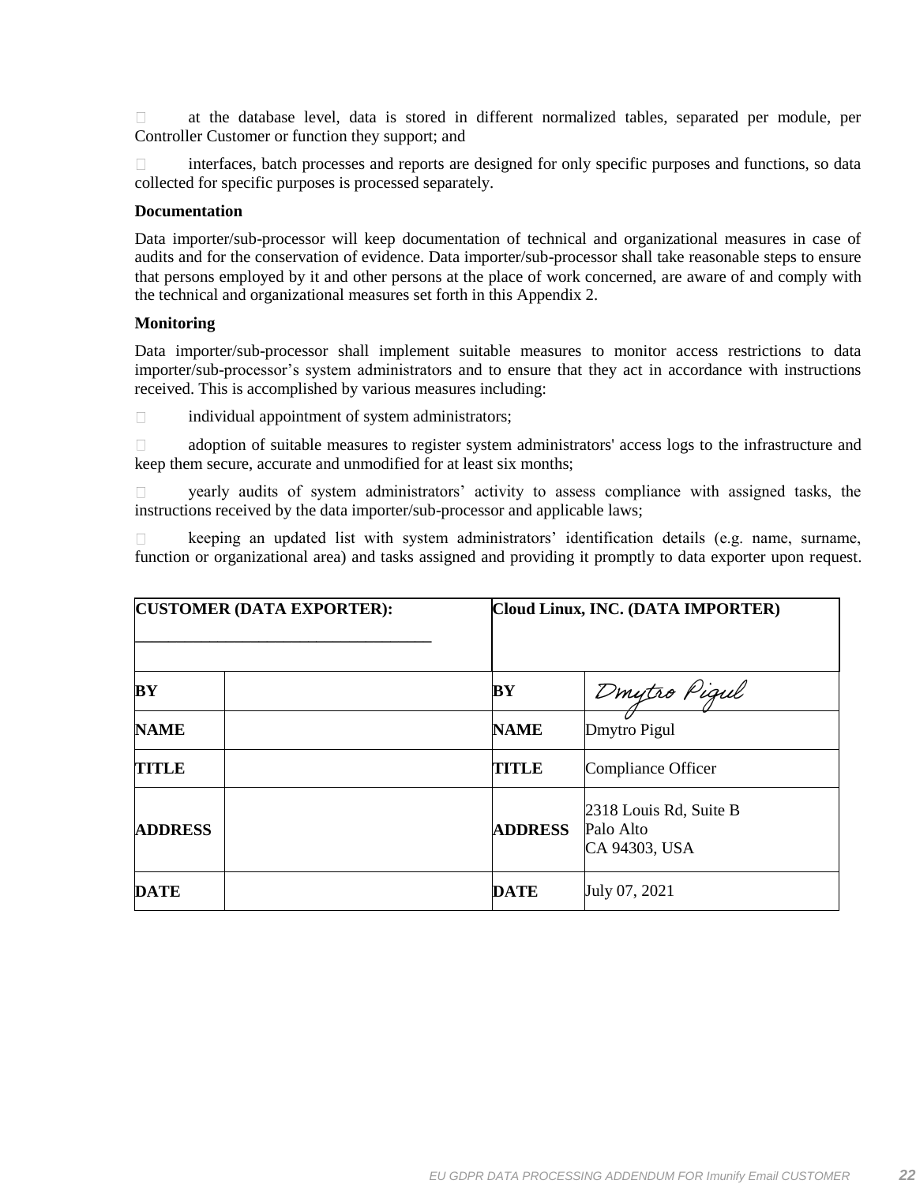- at the database level, data is stored in different normalized tables, separated per module, per Controller Customer or function they support; and
- interfaces, batch processes and reports are designed for only specific purposes and functions, so data collected for specific purposes is processed separately.

**Documentation**

Data importer/sub-processor will keep documentation of technical and organizational measures in case of audits and for the conservation of evidence. Data importer/sub-processor shall take reasonable steps to ensure that persons employed by it and other persons at the place of work concerned, are aware of and comply with the technical and organizational measures set forth in this Appendix 2.

**Monitoring**

Data importer/sub-processor shall implement suitable measures to monitor access restrictions to data importer/sub-processor's system administrators and to ensure that they act in accordance with instructions received. This is accomplished by various measures including:

- individual appointment of system administrators;
- adoption of suitable measures to register system administrators' access logs to the infrastructure and keep them secure, accurate and unmodified for at least six months;
- yearly audits of system administrators' activity to assess compliance with assigned tasks, the instructions received by the data importer/sub-processor and applicable laws;
- keeping an updated list with system administrators' identification details (e.g. name, surname, function or organizational area) and tasks assigned and providing it promptly to data exporter upon request.

| **CUSTOMER (DATA EXPORTER):** ___________________________________ | | **Cloud Linux, INC. (DATA IMPORTER)** | |
|---|---|---|---|
| **BY** | | **BY** | Dmytro Pigul |
| **NAME** | | **NAME** | Dmytro Pigul |
| **TITLE** | | **TITLE** | Compliance Officer |
| **ADDRESS** | | **ADDRESS** | 2318 Louis Rd, Suite B<br>Palo Alto<br>CA 94303, USA |
| **DATE** | | **DATE** | July 07, 2021 |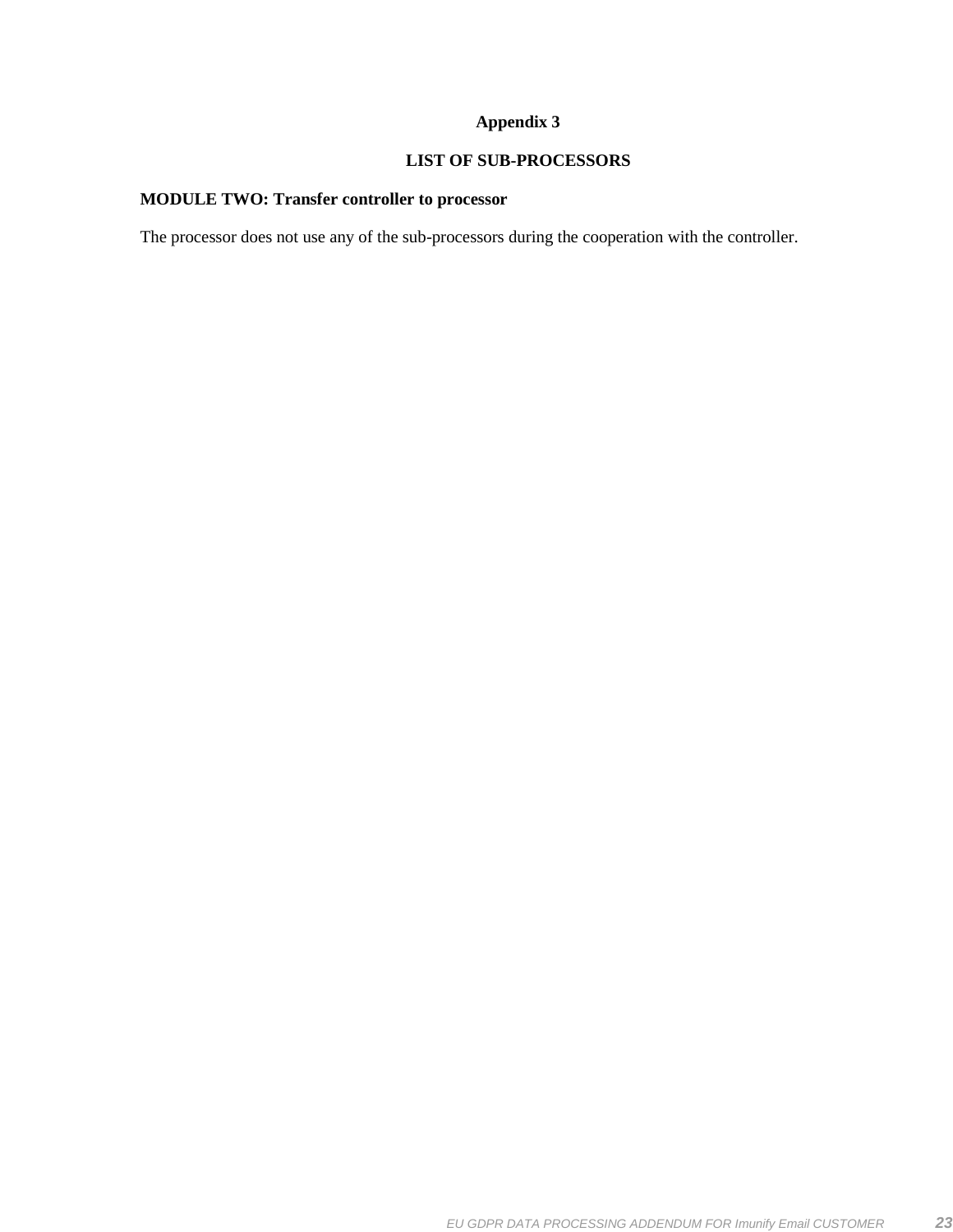# Appendix 3

## LIST OF SUB-PROCESSORS

**MODULE TWO: Transfer controller to processor**

The processor does not use any of the sub-processors during the cooperation with the controller.